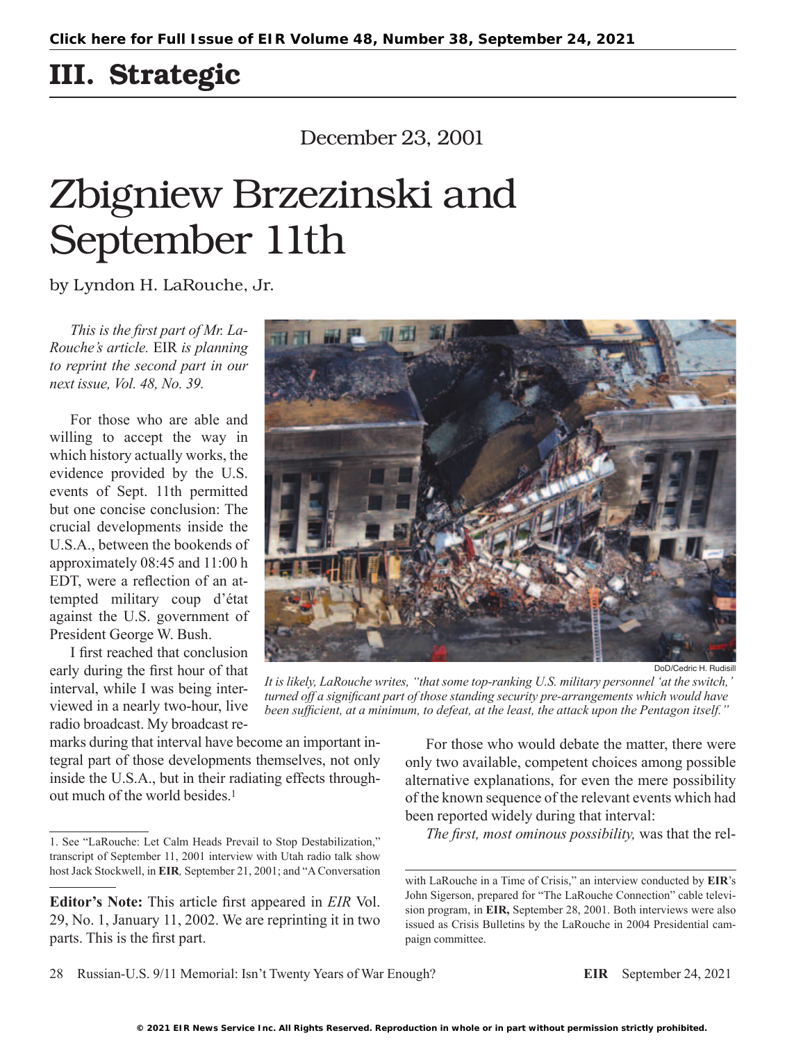# III. Strategic

December 23, 2001

# Zbigniew Brzezinski and September 11th

by Lyndon H. LaRouche, Jr.

*This is the first part of Mr. LaRouche's article.* EIR *is planning to reprint the second part in our next issue, Vol. 48, No. 39.*

DoD/Cedric H. Rudisill

*It is likely, LaRouche writes, "that some top-ranking U.S. military personnel 'at the switch,' turned off a significant part of those standing security pre-arrangements which would have been sufficient, at a minimum, to defeat, at the least, the attack upon the Pentagon itself."*

For those who are able and willing to accept the way in which history actually works, the evidence provided by the U.S. events of Sept. 11th permitted but one concise conclusion: The crucial developments inside the U.S.A., between the bookends of approximately 08:45 and 11:00 h EDT, were a reflection of an attempted military coup d'état against the U.S. government of President George W. Bush.

I first reached that conclusion early during the first hour of that interval, while I was being interviewed in a nearly two-hour, live radio broadcast. My broadcast remarks during that interval have become an important integral part of those developments themselves, not only inside the U.S.A., but in their radiating effects throughout much of the world besides.[1]

For those who would debate the matter, there were only two available, competent choices among possible alternative explanations, for even the mere possibility of the known sequence of the relevant events which had been reported widely during that interval:

*The first, most ominous possibility,* was that the rel-

1. See "LaRouche: Let Calm Heads Prevail to Stop Destabilization," transcript of September 11, 2001 interview with Utah radio talk show host Jack Stockwell, in **EIR***,* September 21, 2001; and "A Conversation with LaRouche in a Time of Crisis," an interview conducted by **EIR**'s John Sigerson, prepared for "The LaRouche Connection" cable television program, in **EIR,** September 28, 2001. Both interviews were also issued as Crisis Bulletins by the LaRouche in 2004 Presidential campaign committee.

**Editor's Note:** This article first appeared in *EIR* Vol. 29, No. 1, January 11, 2002. We are reprinting it in two parts. This is the first part.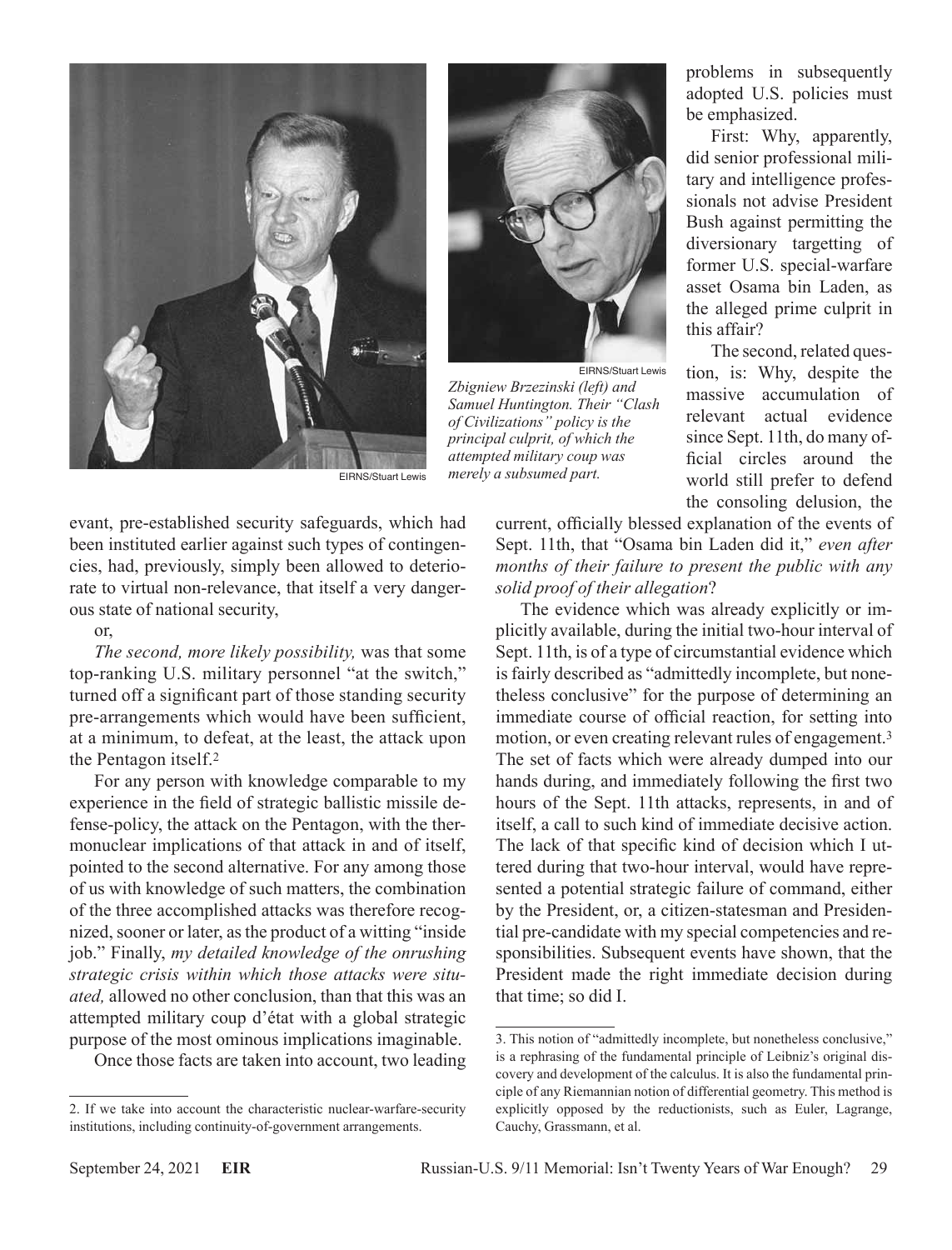evant, pre-established security safeguards, which had been instituted earlier against such types of contingencies, had, previously, simply been allowed to deteriorate to virtual non-relevance, that itself a very dangerous state of national security,

or,

*The second, more likely possibility,* was that some top-ranking U.S. military personnel "at the switch," turned off a significant part of those standing security pre-arrangements which would have been sufficient, at a minimum, to defeat, at the least, the attack upon the Pentagon itself.[2]

For any person with knowledge comparable to my experience in the field of strategic ballistic missile defense-policy, the attack on the Pentagon, with the thermonuclear implications of that attack in and of itself, pointed to the second alternative. For any among those of us with knowledge of such matters, the combination of the three accomplished attacks was therefore recognized, sooner or later, as the product of a witting "inside job." Finally, *my detailed knowledge of the onrushing strategic crisis within which those attacks were situated,* allowed no other conclusion, than that this was an attempted military coup d'état with a global strategic purpose of the most ominous implications imaginable.

Once those facts are taken into account, two leading problems in subsequently adopted U.S. policies must be emphasized.

First: Why, apparently, did senior professional military and intelligence professionals not advise President Bush against permitting the diversionary targetting of former U.S. special-warfare asset Osama bin Laden, as the alleged prime culprit in this affair?

The second, related question, is: Why, despite the massive accumulation of relevant actual evidence since Sept. 11th, do many official circles around the world still prefer to defend the consoling delusion, the current, officially blessed explanation of the events of Sept. 11th, that "Osama bin Laden did it," *even after months of their failure to present the public with any solid proof of their allegation*?

The evidence which was already explicitly or implicitly available, during the initial two-hour interval of Sept. 11th, is of a type of circumstantial evidence which is fairly described as "admittedly incomplete, but nonetheless conclusive" for the purpose of determining an immediate course of official reaction, for setting into motion, or even creating relevant rules of engagement.[3] The set of facts which were already dumped into our hands during, and immediately following the first two hours of the Sept. 11th attacks, represents, in and of itself, a call to such kind of immediate decisive action. The lack of that specific kind of decision which I uttered during that two-hour interval, would have represented a potential strategic failure of command, either by the President, or, a citizen-statesman and Presidential pre-candidate with my special competencies and responsibilities. Subsequent events have shown, that the President made the right immediate decision during that time; so did I.

EIRNS/Stuart Lewis

EIRNS/Stuart Lewis

*Zbigniew Brzezinski (left) and Samuel Huntington. Their "Clash of Civilizations" policy is the principal culprit, of which the attempted military coup was merely a subsumed part.*

---

2. If we take into account the characteristic nuclear-warfare-security institutions, including continuity-of-government arrangements.

3. This notion of "admittedly incomplete, but nonetheless conclusive," is a rephrasing of the fundamental principle of Leibniz's original discovery and development of the calculus. It is also the fundamental principle of any Riemannian notion of differential geometry. This method is explicitly opposed by the reductionists, such as Euler, Lagrange, Cauchy, Grassmann, et al.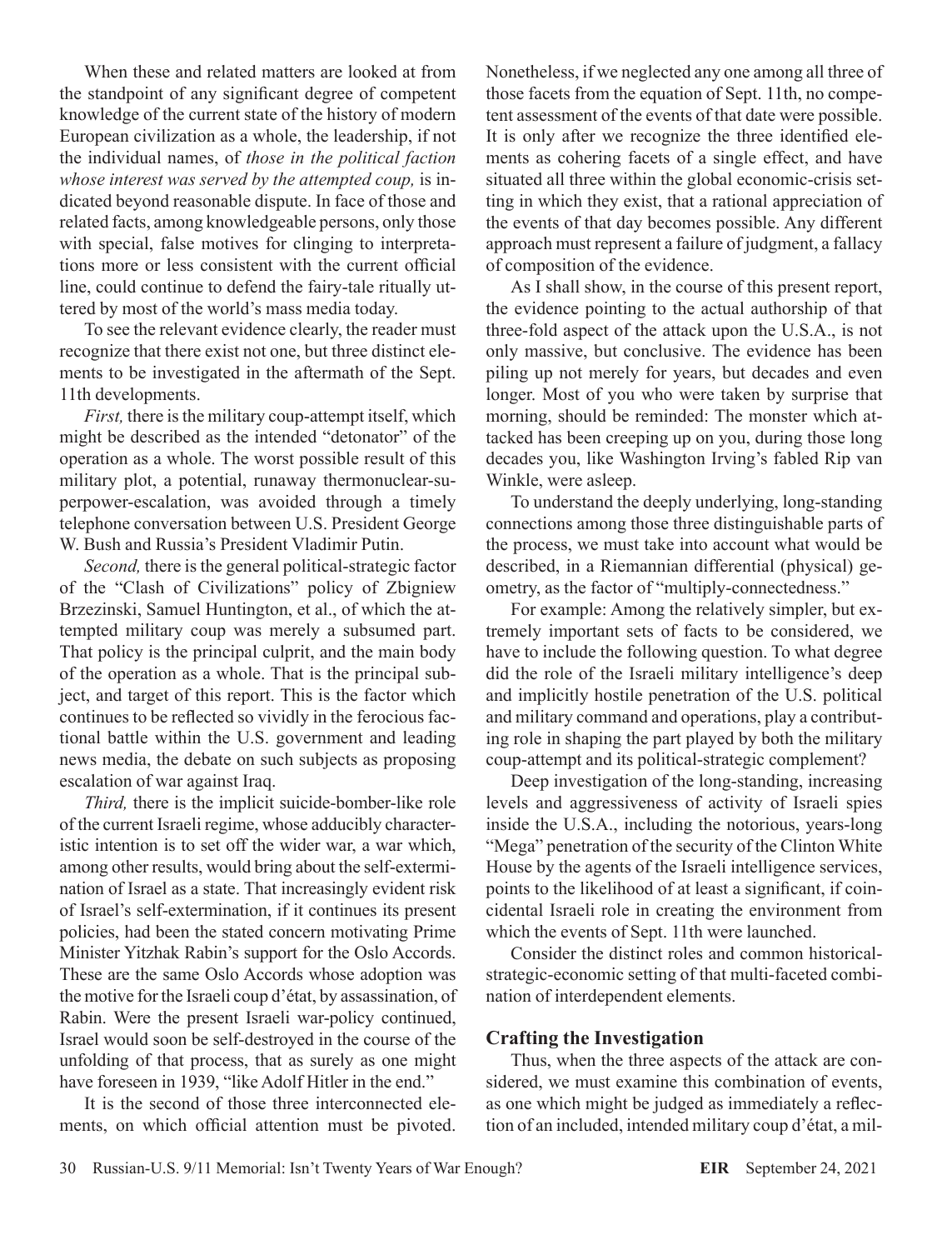When these and related matters are looked at from the standpoint of any significant degree of competent knowledge of the current state of the history of modern European civilization as a whole, the leadership, if not the individual names, of *those in the political faction whose interest was served by the attempted coup,* is indicated beyond reasonable dispute. In face of those and related facts, among knowledgeable persons, only those with special, false motives for clinging to interpretations more or less consistent with the current official line, could continue to defend the fairy-tale ritually uttered by most of the world's mass media today.

To see the relevant evidence clearly, the reader must recognize that there exist not one, but three distinct elements to be investigated in the aftermath of the Sept. 11th developments.

*First,* there is the military coup-attempt itself, which might be described as the intended "detonator" of the operation as a whole. The worst possible result of this military plot, a potential, runaway thermonuclear-superpower-escalation, was avoided through a timely telephone conversation between U.S. President George W. Bush and Russia's President Vladimir Putin.

*Second,* there is the general political-strategic factor of the "Clash of Civilizations" policy of Zbigniew Brzezinski, Samuel Huntington, et al., of which the attempted military coup was merely a subsumed part. That policy is the principal culprit, and the main body of the operation as a whole. That is the principal subject, and target of this report. This is the factor which continues to be reflected so vividly in the ferocious factional battle within the U.S. government and leading news media, the debate on such subjects as proposing escalation of war against Iraq.

*Third,* there is the implicit suicide-bomber-like role of the current Israeli regime, whose adducibly characteristic intention is to set off the wider war, a war which, among other results, would bring about the self-extermination of Israel as a state. That increasingly evident risk of Israel's self-extermination, if it continues its present policies, had been the stated concern motivating Prime Minister Yitzhak Rabin's support for the Oslo Accords. These are the same Oslo Accords whose adoption was the motive for the Israeli coup d'état, by assassination, of Rabin. Were the present Israeli war-policy continued, Israel would soon be self-destroyed in the course of the unfolding of that process, that as surely as one might have foreseen in 1939, "like Adolf Hitler in the end."

It is the second of those three interconnected elements, on which official attention must be pivoted. Nonetheless, if we neglected any one among all three of those facets from the equation of Sept. 11th, no competent assessment of the events of that date were possible. It is only after we recognize the three identified elements as cohering facets of a single effect, and have situated all three within the global economic-crisis setting in which they exist, that a rational appreciation of the events of that day becomes possible. Any different approach must represent a failure of judgment, a fallacy of composition of the evidence.

As I shall show, in the course of this present report, the evidence pointing to the actual authorship of that three-fold aspect of the attack upon the U.S.A., is not only massive, but conclusive. The evidence has been piling up not merely for years, but decades and even longer. Most of you who were taken by surprise that morning, should be reminded: The monster which attacked has been creeping up on you, during those long decades you, like Washington Irving's fabled Rip van Winkle, were asleep.

To understand the deeply underlying, long-standing connections among those three distinguishable parts of the process, we must take into account what would be described, in a Riemannian differential (physical) geometry, as the factor of "multiply-connectedness."

For example: Among the relatively simpler, but extremely important sets of facts to be considered, we have to include the following question. To what degree did the role of the Israeli military intelligence's deep and implicitly hostile penetration of the U.S. political and military command and operations, play a contributing role in shaping the part played by both the military coup-attempt and its political-strategic complement?

Deep investigation of the long-standing, increasing levels and aggressiveness of activity of Israeli spies inside the U.S.A., including the notorious, years-long "Mega" penetration of the security of the Clinton White House by the agents of the Israeli intelligence services, points to the likelihood of at least a significant, if coincidental Israeli role in creating the environment from which the events of Sept. 11th were launched.

Consider the distinct roles and common historical-strategic-economic setting of that multi-faceted combination of interdependent elements.

## Crafting the Investigation

Thus, when the three aspects of the attack are considered, we must examine this combination of events, as one which might be judged as immediately a reflection of an included, intended military coup d'état, a mil-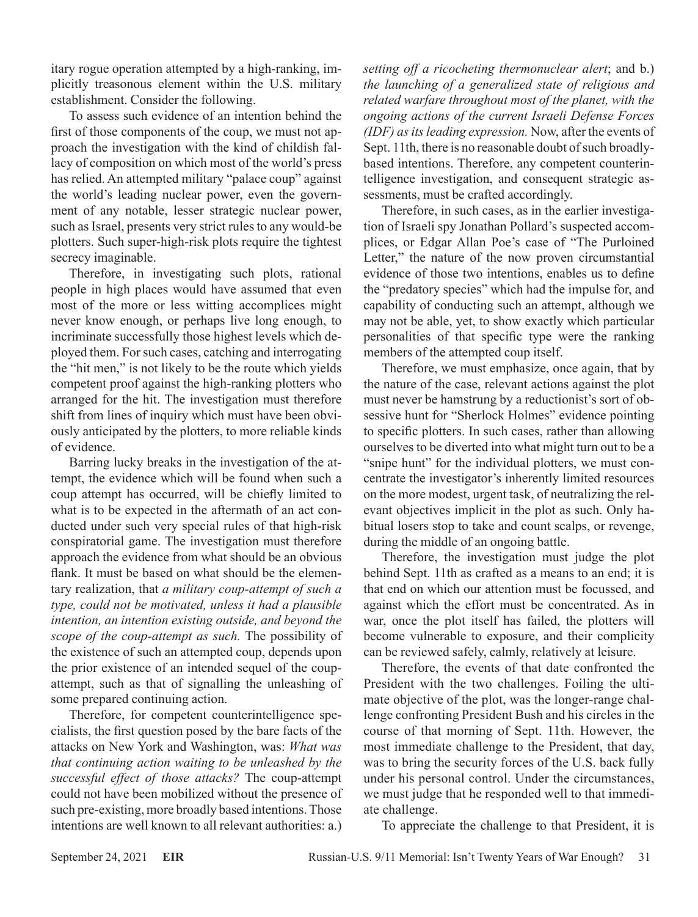itary rogue operation attempted by a high-ranking, implicitly treasonous element within the U.S. military establishment. Consider the following.

To assess such evidence of an intention behind the first of those components of the coup, we must not approach the investigation with the kind of childish fallacy of composition on which most of the world's press has relied. An attempted military "palace coup" against the world's leading nuclear power, even the government of any notable, lesser strategic nuclear power, such as Israel, presents very strict rules to any would-be plotters. Such super-high-risk plots require the tightest secrecy imaginable.

Therefore, in investigating such plots, rational people in high places would have assumed that even most of the more or less witting accomplices might never know enough, or perhaps live long enough, to incriminate successfully those highest levels which deployed them. For such cases, catching and interrogating the "hit men," is not likely to be the route which yields competent proof against the high-ranking plotters who arranged for the hit. The investigation must therefore shift from lines of inquiry which must have been obviously anticipated by the plotters, to more reliable kinds of evidence.

Barring lucky breaks in the investigation of the attempt, the evidence which will be found when such a coup attempt has occurred, will be chiefly limited to what is to be expected in the aftermath of an act conducted under such very special rules of that high-risk conspiratorial game. The investigation must therefore approach the evidence from what should be an obvious flank. It must be based on what should be the elementary realization, that *a military coup-attempt of such a type, could not be motivated, unless it had a plausible intention, an intention existing outside, and beyond the scope of the coup-attempt as such.* The possibility of the existence of such an attempted coup, depends upon the prior existence of an intended sequel of the coup-attempt, such as that of signalling the unleashing of some prepared continuing action.

Therefore, for competent counterintelligence specialists, the first question posed by the bare facts of the attacks on New York and Washington, was: *What was that continuing action waiting to be unleashed by the successful effect of those attacks?* The coup-attempt could not have been mobilized without the presence of such pre-existing, more broadly based intentions. Those intentions are well known to all relevant authorities: a.) *setting off a ricocheting thermonuclear alert*; and b.) *the launching of a generalized state of religious and related warfare throughout most of the planet, with the ongoing actions of the current Israeli Defense Forces (IDF) as its leading expression.* Now, after the events of Sept. 11th, there is no reasonable doubt of such broadly-based intentions. Therefore, any competent counterintelligence investigation, and consequent strategic assessments, must be crafted accordingly.

Therefore, in such cases, as in the earlier investigation of Israeli spy Jonathan Pollard's suspected accomplices, or Edgar Allan Poe's case of "The Purloined Letter," the nature of the now proven circumstantial evidence of those two intentions, enables us to define the "predatory species" which had the impulse for, and capability of conducting such an attempt, although we may not be able, yet, to show exactly which particular personalities of that specific type were the ranking members of the attempted coup itself.

Therefore, we must emphasize, once again, that by the nature of the case, relevant actions against the plot must never be hamstrung by a reductionist's sort of obsessive hunt for "Sherlock Holmes" evidence pointing to specific plotters. In such cases, rather than allowing ourselves to be diverted into what might turn out to be a "snipe hunt" for the individual plotters, we must concentrate the investigator's inherently limited resources on the more modest, urgent task, of neutralizing the relevant objectives implicit in the plot as such. Only habitual losers stop to take and count scalps, or revenge, during the middle of an ongoing battle.

Therefore, the investigation must judge the plot behind Sept. 11th as crafted as a means to an end; it is that end on which our attention must be focussed, and against which the effort must be concentrated. As in war, once the plot itself has failed, the plotters will become vulnerable to exposure, and their complicity can be reviewed safely, calmly, relatively at leisure.

Therefore, the events of that date confronted the President with the two challenges. Foiling the ultimate objective of the plot, was the longer-range challenge confronting President Bush and his circles in the course of that morning of Sept. 11th. However, the most immediate challenge to the President, that day, was to bring the security forces of the U.S. back fully under his personal control. Under the circumstances, we must judge that he responded well to that immediate challenge.

To appreciate the challenge to that President, it is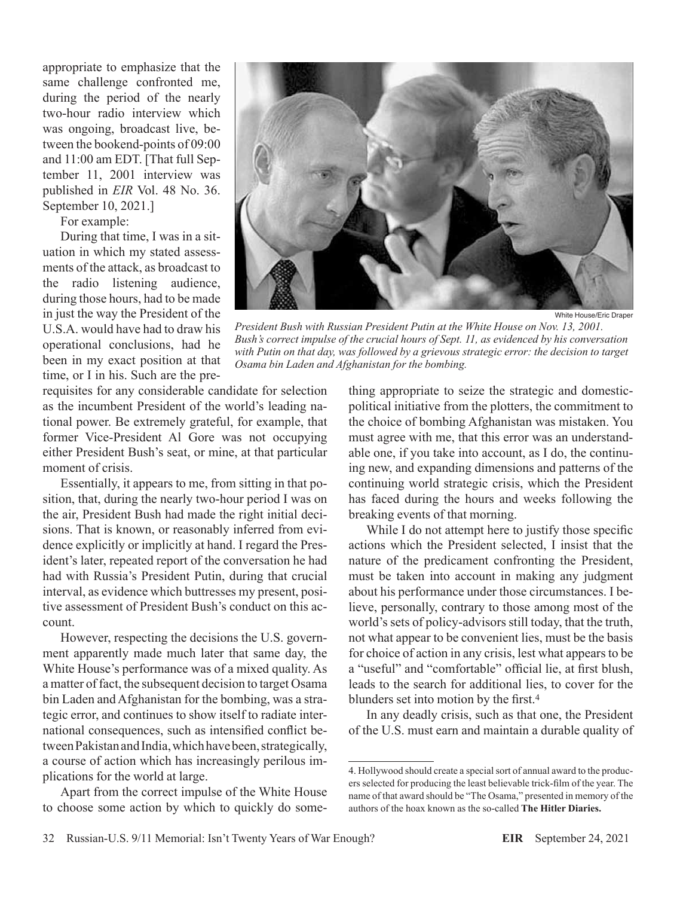appropriate to emphasize that the same challenge confronted me, during the period of the nearly two-hour radio interview which was ongoing, broadcast live, between the bookend-points of 09:00 and 11:00 am EDT. [That full September 11, 2001 interview was published in *EIR* Vol. 48 No. 36. September 10, 2021.]

For example:

During that time, I was in a situation in which my stated assessments of the attack, as broadcast to the radio listening audience, during those hours, had to be made in just the way the President of the U.S.A. would have had to draw his operational conclusions, had he been in my exact position at that time, or I in his. Such are the prerequisites for any considerable candidate for selection as the incumbent President of the world's leading national power. Be extremely grateful, for example, that former Vice-President Al Gore was not occupying either President Bush's seat, or mine, at that particular moment of crisis.

White House/Eric Draper

*President Bush with Russian President Putin at the White House on Nov. 13, 2001. Bush's correct impulse of the crucial hours of Sept. 11, as evidenced by his conversation with Putin on that day, was followed by a grievous strategic error: the decision to target Osama bin Laden and Afghanistan for the bombing.*

Essentially, it appears to me, from sitting in that position, that, during the nearly two-hour period I was on the air, President Bush had made the right initial decisions. That is known, or reasonably inferred from evidence explicitly or implicitly at hand. I regard the President's later, repeated report of the conversation he had had with Russia's President Putin, during that crucial interval, as evidence which buttresses my present, positive assessment of President Bush's conduct on this account.

However, respecting the decisions the U.S. government apparently made much later that same day, the White House's performance was of a mixed quality. As a matter of fact, the subsequent decision to target Osama bin Laden and Afghanistan for the bombing, was a strategic error, and continues to show itself to radiate international consequences, such as intensified conflict between Pakistan and India, which have been, strategically, a course of action which has increasingly perilous implications for the world at large.

Apart from the correct impulse of the White House to choose some action by which to quickly do something appropriate to seize the strategic and domestic-political initiative from the plotters, the commitment to the choice of bombing Afghanistan was mistaken. You must agree with me, that this error was an understandable one, if you take into account, as I do, the continuing new, and expanding dimensions and patterns of the continuing world strategic crisis, which the President has faced during the hours and weeks following the breaking events of that morning.

While I do not attempt here to justify those specific actions which the President selected, I insist that the nature of the predicament confronting the President, must be taken into account in making any judgment about his performance under those circumstances. I believe, personally, contrary to those among most of the world's sets of policy-advisors still today, that the truth, not what appear to be convenient lies, must be the basis for choice of action in any crisis, lest what appears to be a "useful" and "comfortable" official lie, at first blush, leads to the search for additional lies, to cover for the blunders set into motion by the first.[4]

In any deadly crisis, such as that one, the President of the U.S. must earn and maintain a durable quality of

---

4. Hollywood should create a special sort of annual award to the producers selected for producing the least believable trick-film of the year. The name of that award should be "The Osama," presented in memory of the authors of the hoax known as the so-called **The Hitler Diaries.**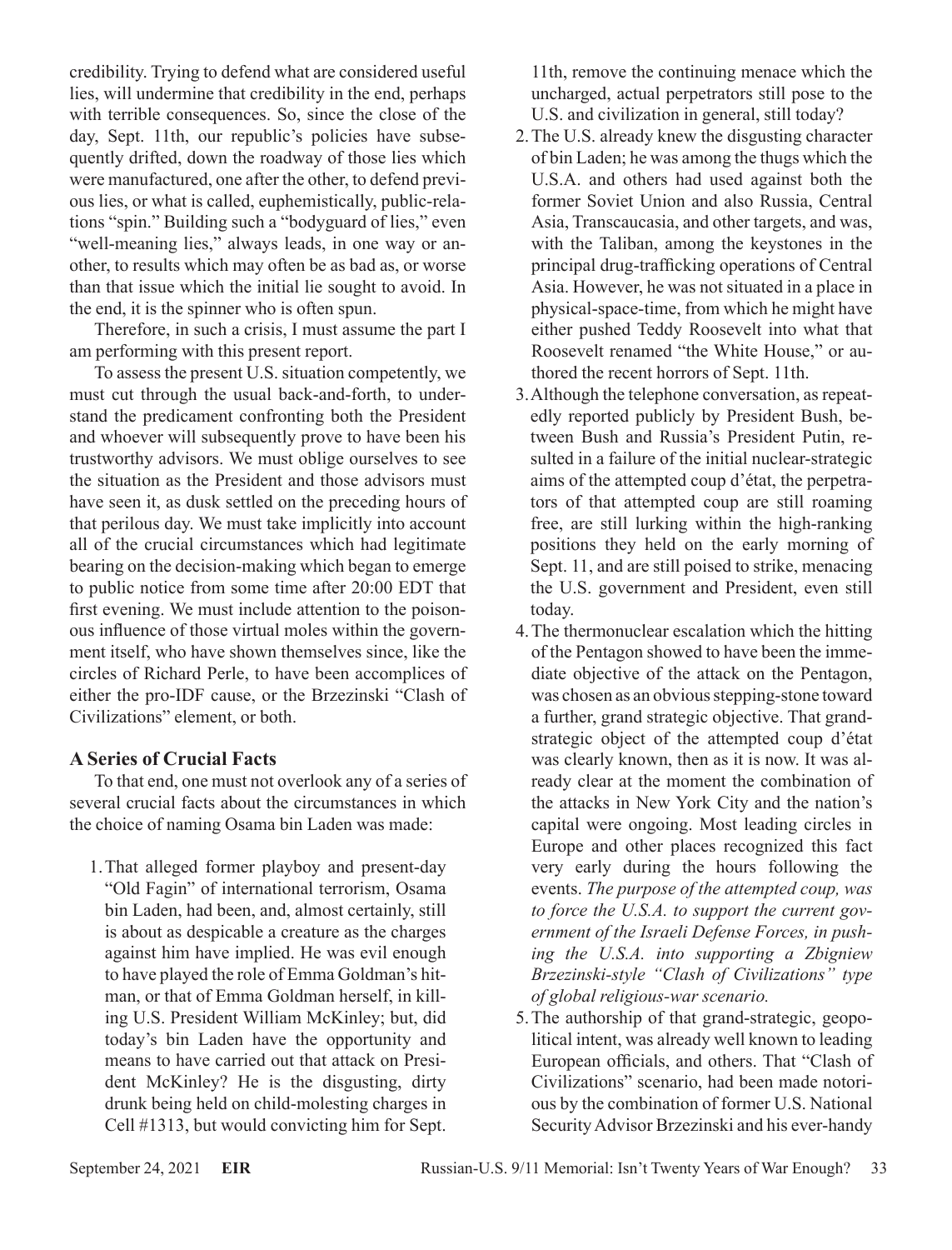credibility. Trying to defend what are considered useful lies, will undermine that credibility in the end, perhaps with terrible consequences. So, since the close of the day, Sept. 11th, our republic's policies have subsequently drifted, down the roadway of those lies which were manufactured, one after the other, to defend previous lies, or what is called, euphemistically, public-relations "spin." Building such a "bodyguard of lies," even "well-meaning lies," always leads, in one way or another, to results which may often be as bad as, or worse than that issue which the initial lie sought to avoid. In the end, it is the spinner who is often spun.

Therefore, in such a crisis, I must assume the part I am performing with this present report.

To assess the present U.S. situation competently, we must cut through the usual back-and-forth, to understand the predicament confronting both the President and whoever will subsequently prove to have been his trustworthy advisors. We must oblige ourselves to see the situation as the President and those advisors must have seen it, as dusk settled on the preceding hours of that perilous day. We must take implicitly into account all of the crucial circumstances which had legitimate bearing on the decision-making which began to emerge to public notice from some time after 20:00 EDT that first evening. We must include attention to the poisonous influence of those virtual moles within the government itself, who have shown themselves since, like the circles of Richard Perle, to have been accomplices of either the pro-IDF cause, or the Brzezinski "Clash of Civilizations" element, or both.

## A Series of Crucial Facts

To that end, one must not overlook any of a series of several crucial facts about the circumstances in which the choice of naming Osama bin Laden was made:

1. That alleged former playboy and present-day "Old Fagin" of international terrorism, Osama bin Laden, had been, and, almost certainly, still is about as despicable a creature as the charges against him have implied. He was evil enough to have played the role of Emma Goldman's hitman, or that of Emma Goldman herself, in killing U.S. President William McKinley; but, did today's bin Laden have the opportunity and means to have carried out that attack on President McKinley? He is the disgusting, dirty drunk being held on child-molesting charges in Cell #1313, but would convicting him for Sept. 11th, remove the continuing menace which the uncharged, actual perpetrators still pose to the U.S. and civilization in general, still today?
2. The U.S. already knew the disgusting character of bin Laden; he was among the thugs which the U.S.A. and others had used against both the former Soviet Union and also Russia, Central Asia, Transcaucasia, and other targets, and was, with the Taliban, among the keystones in the principal drug-trafficking operations of Central Asia. However, he was not situated in a place in physical-space-time, from which he might have either pushed Teddy Roosevelt into what that Roosevelt renamed "the White House," or authored the recent horrors of Sept. 11th.
3. Although the telephone conversation, as repeatedly reported publicly by President Bush, between Bush and Russia's President Putin, resulted in a failure of the initial nuclear-strategic aims of the attempted coup d'état, the perpetrators of that attempted coup are still roaming free, are still lurking within the high-ranking positions they held on the early morning of Sept. 11, and are still poised to strike, menacing the U.S. government and President, even still today.
4. The thermonuclear escalation which the hitting of the Pentagon showed to have been the immediate objective of the attack on the Pentagon, was chosen as an obvious stepping-stone toward a further, grand strategic objective. That grand-strategic object of the attempted coup d'état was clearly known, then as it is now. It was already clear at the moment the combination of the attacks in New York City and the nation's capital were ongoing. Most leading circles in Europe and other places recognized this fact very early during the hours following the events. *The purpose of the attempted coup, was to force the U.S.A. to support the current government of the Israeli Defense Forces, in pushing the U.S.A. into supporting a Zbigniew Brzezinski-style "Clash of Civilizations" type of global religious-war scenario.*
5. The authorship of that grand-strategic, geopolitical intent, was already well known to leading European officials, and others. That "Clash of Civilizations" scenario, had been made notorious by the combination of former U.S. National Security Advisor Brzezinski and his ever-handy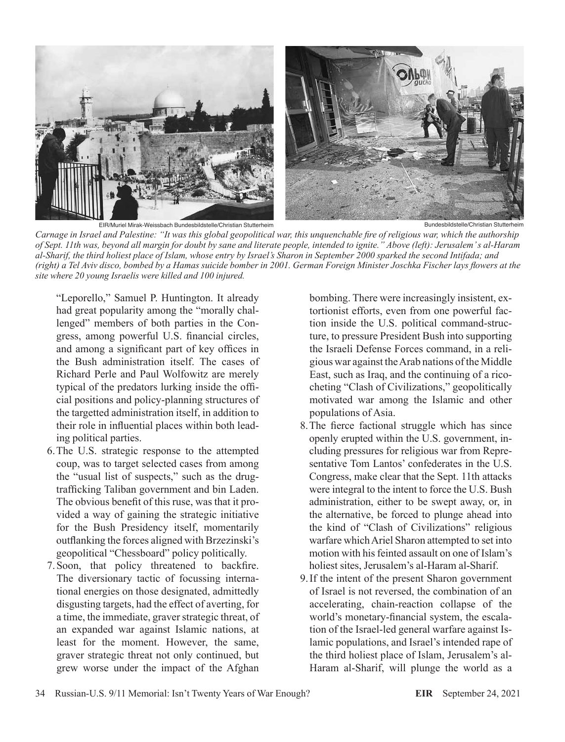EIR/Muriel Mirak-Weissbach Bundesbildstelle/Christian Stutterheim

Bundesbildstelle/Christian Stutterheim

*Carnage in Israel and Palestine: "It was this global geopolitical war, this unquenchable fire of religious war, which the authorship of Sept. 11th was, beyond all margin for doubt by sane and literate people, intended to ignite." Above (left): Jerusalem's al-Haram al-Sharif, the third holiest place of Islam, whose entry by Israel's Sharon in September 2000 sparked the second Intifada; and (right) a Tel Aviv disco, bombed by a Hamas suicide bomber in 2001. German Foreign Minister Joschka Fischer lays flowers at the site where 20 young Israelis were killed and 100 injured.*

"Leporello," Samuel P. Huntington. It already had great popularity among the "morally challenged" members of both parties in the Congress, among powerful U.S. financial circles, and among a significant part of key offices in the Bush administration itself. The cases of Richard Perle and Paul Wolfowitz are merely typical of the predators lurking inside the official positions and policy-planning structures of the targetted administration itself, in addition to their role in influential places within both leading political parties.

6. The U.S. strategic response to the attempted coup, was to target selected cases from among the "usual list of suspects," such as the drug-trafficking Taliban government and bin Laden. The obvious benefit of this ruse, was that it provided a way of gaining the strategic initiative for the Bush Presidency itself, momentarily outflanking the forces aligned with Brzezinski's geopolitical "Chessboard" policy politically.
7. Soon, that policy threatened to backfire. The diversionary tactic of focussing international energies on those designated, admittedly disgusting targets, had the effect of averting, for a time, the immediate, graver strategic threat, of an expanded war against Islamic nations, at least for the moment. However, the same, graver strategic threat not only continued, but grew worse under the impact of the Afghan bombing. There were increasingly insistent, extortionist efforts, even from one powerful faction inside the U.S. political command-structure, to pressure President Bush into supporting the Israeli Defense Forces command, in a religious war against the Arab nations of the Middle East, such as Iraq, and the continuing of a ricocheting "Clash of Civilizations," geopolitically motivated war among the Islamic and other populations of Asia.
8. The fierce factional struggle which has since openly erupted within the U.S. government, including pressures for religious war from Representative Tom Lantos' confederates in the U.S. Congress, make clear that the Sept. 11th attacks were integral to the intent to force the U.S. Bush administration, either to be swept away, or, in the alternative, be forced to plunge ahead into the kind of "Clash of Civilizations" religious warfare which Ariel Sharon attempted to set into motion with his feinted assault on one of Islam's holiest sites, Jerusalem's al-Haram al-Sharif.
9. If the intent of the present Sharon government of Israel is not reversed, the combination of an accelerating, chain-reaction collapse of the world's monetary-financial system, the escalation of the Israel-led general warfare against Islamic populations, and Israel's intended rape of the third holiest place of Islam, Jerusalem's al-Haram al-Sharif, will plunge the world as a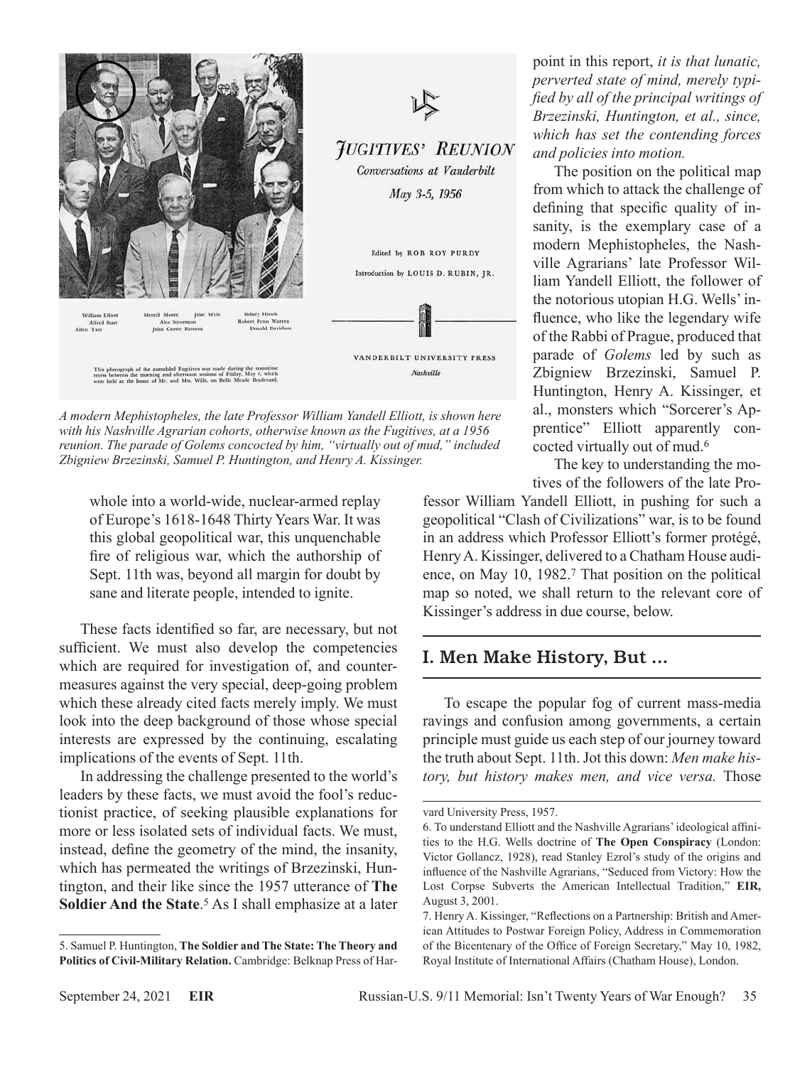A modern Mephistopheles, the late Professor William Yandell Elliott, is shown here with his Nashville Agrarian cohorts, otherwise known as the Fugitives, at a 1956 reunion. The parade of Golems concocted by him, "virtually out of mud," included Zbigniew Brzezinski, Samuel P. Huntington, and Henry A. Kissinger.

whole into a world-wide, nuclear-armed replay of Europe's 1618-1648 Thirty Years War. It was this global geopolitical war, this unquenchable fire of religious war, which the authorship of Sept. 11th was, beyond all margin for doubt by sane and literate people, intended to ignite.

These facts identified so far, are necessary, but not sufficient. We must also develop the competencies which are required for investigation of, and countermeasures against the very special, deep-going problem which these already cited facts merely imply. We must look into the deep background of those whose special interests are expressed by the continuing, escalating implications of the events of Sept. 11th.

In addressing the challenge presented to the world's leaders by these facts, we must avoid the fool's reductionist practice, of seeking plausible explanations for more or less isolated sets of individual facts. We must, instead, define the geometry of the mind, the insanity, which has permeated the writings of Brzezinski, Huntington, and their like since the 1957 utterance of **The Soldier And the State**.[5] As I shall emphasize at a later point in this report, *it is that lunatic, perverted state of mind, merely typified by all of the principal writings of Brzezinski, Huntington, et al., since, which has set the contending forces and policies into motion.*

The position on the political map from which to attack the challenge of defining that specific quality of insanity, is the exemplary case of a modern Mephistopheles, the Nashville Agrarians' late Professor William Yandell Elliott, the follower of the notorious utopian H.G. Wells' influence, who like the legendary wife of the Rabbi of Prague, produced that parade of *Golems* led by such as Zbigniew Brzezinski, Samuel P. Huntington, Henry A. Kissinger, et al., monsters which "Sorcerer's Apprentice" Elliott apparently concocted virtually out of mud.[6]

The key to understanding the motives of the followers of the late Professor William Yandell Elliott, in pushing for such a geopolitical "Clash of Civilizations" war, is to be found in an address which Professor Elliott's former protégé, Henry A. Kissinger, delivered to a Chatham House audience, on May 10, 1982.[7] That position on the political map so noted, we shall return to the relevant core of Kissinger's address in due course, below.

## I. Men Make History, But ...

To escape the popular fog of current mass-media ravings and confusion among governments, a certain principle must guide us each step of our journey toward the truth about Sept. 11th. Jot this down: *Men make history, but history makes men, and vice versa.* Those

---

5. Samuel P. Huntington, **The Soldier and The State: The Theory and Politics of Civil-Military Relation.** Cambridge: Belknap Press of Harvard University Press, 1957.

6. To understand Elliott and the Nashville Agrarians' ideological affinities to the H.G. Wells doctrine of **The Open Conspiracy** (London: Victor Gollancz, 1928), read Stanley Ezrol's study of the origins and influence of the Nashville Agrarians, "Seduced from Victory: How the Lost Corpse Subverts the American Intellectual Tradition," **EIR,** August 3, 2001.

7. Henry A. Kissinger, "Reflections on a Partnership: British and American Attitudes to Postwar Foreign Policy, Address in Commemoration of the Bicentenary of the Office of Foreign Secretary," May 10, 1982, Royal Institute of International Affairs (Chatham House), London.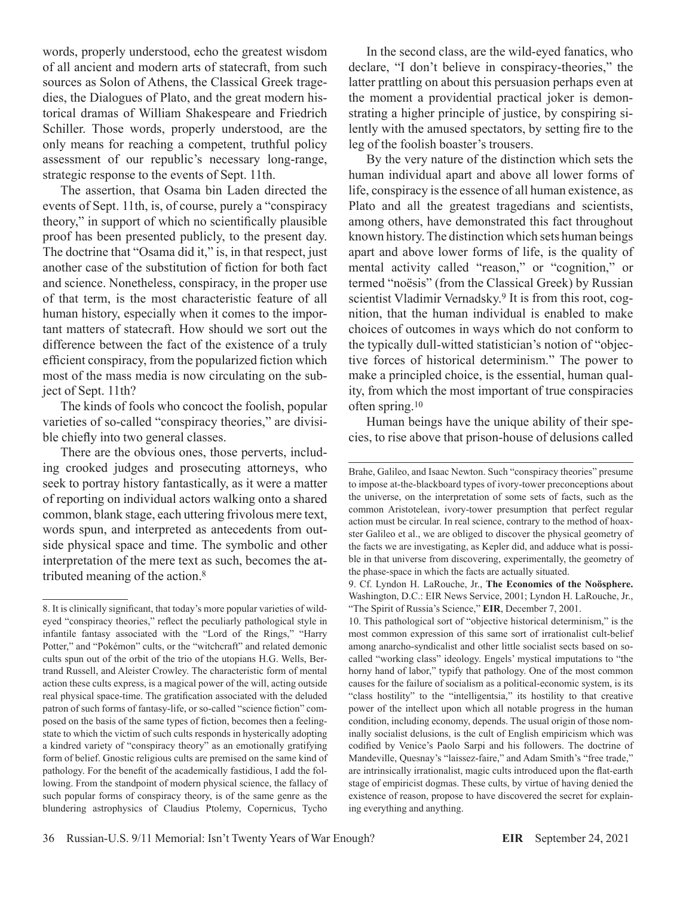words, properly understood, echo the greatest wisdom of all ancient and modern arts of statecraft, from such sources as Solon of Athens, the Classical Greek tragedies, the Dialogues of Plato, and the great modern historical dramas of William Shakespeare and Friedrich Schiller. Those words, properly understood, are the only means for reaching a competent, truthful policy assessment of our republic's necessary long-range, strategic response to the events of Sept. 11th.

The assertion, that Osama bin Laden directed the events of Sept. 11th, is, of course, purely a "conspiracy theory," in support of which no scientifically plausible proof has been presented publicly, to the present day. The doctrine that "Osama did it," is, in that respect, just another case of the substitution of fiction for both fact and science. Nonetheless, conspiracy, in the proper use of that term, is the most characteristic feature of all human history, especially when it comes to the important matters of statecraft. How should we sort out the difference between the fact of the existence of a truly efficient conspiracy, from the popularized fiction which most of the mass media is now circulating on the subject of Sept. 11th?

The kinds of fools who concoct the foolish, popular varieties of so-called "conspiracy theories," are divisible chiefly into two general classes.

There are the obvious ones, those perverts, including crooked judges and prosecuting attorneys, who seek to portray history fantastically, as it were a matter of reporting on individual actors walking onto a shared common, blank stage, each uttering frivolous mere text, words spun, and interpreted as antecedents from outside physical space and time. The symbolic and other interpretation of the mere text as such, becomes the attributed meaning of the action.[8]

In the second class, are the wild-eyed fanatics, who declare, "I don't believe in conspiracy-theories," the latter prattling on about this persuasion perhaps even at the moment a providential practical joker is demonstrating a higher principle of justice, by conspiring silently with the amused spectators, by setting fire to the leg of the foolish boaster's trousers.

By the very nature of the distinction which sets the human individual apart and above all lower forms of life, conspiracy is the essence of all human existence, as Plato and all the greatest tragedians and scientists, among others, have demonstrated this fact throughout known history. The distinction which sets human beings apart and above lower forms of life, is the quality of mental activity called "reason," or "cognition," or termed "noësis" (from the Classical Greek) by Russian scientist Vladimir Vernadsky.[9] It is from this root, cognition, that the human individual is enabled to make choices of outcomes in ways which do not conform to the typically dull-witted statistician's notion of "objective forces of historical determinism." The power to make a principled choice, is the essential, human quality, from which the most important of true conspiracies often spring.[10]

Human beings have the unique ability of their species, to rise above that prison-house of delusions called

---

8. It is clinically significant, that today's more popular varieties of wild-eyed "conspiracy theories," reflect the peculiarly pathological style in infantile fantasy associated with the "Lord of the Rings," "Harry Potter," and "Pokémon" cults, or the "witchcraft" and related demonic cults spun out of the orbit of the trio of the utopians H.G. Wells, Bertrand Russell, and Aleister Crowley. The characteristic form of mental action these cults express, is a magical power of the will, acting outside real physical space-time. The gratification associated with the deluded patron of such forms of fantasy-life, or so-called "science fiction" composed on the basis of the same types of fiction, becomes then a feeling-state to which the victim of such cults responds in hysterically adopting a kindred variety of "conspiracy theory" as an emotionally gratifying form of belief. Gnostic religious cults are premised on the same kind of pathology. For the benefit of the academically fastidious, I add the following. From the standpoint of modern physical science, the fallacy of such popular forms of conspiracy theory, is of the same genre as the blundering astrophysics of Claudius Ptolemy, Copernicus, Tycho Brahe, Galileo, and Isaac Newton. Such "conspiracy theories" presume to impose at-the-blackboard types of ivory-tower preconceptions about the universe, on the interpretation of some sets of facts, such as the common Aristotelean, ivory-tower presumption that perfect regular action must be circular. In real science, contrary to the method of hoaxster Galileo et al., we are obliged to discover the physical geometry of the facts we are investigating, as Kepler did, and adduce what is possible in that universe from discovering, experimentally, the geometry of the phase-space in which the facts are actually situated.

9. Cf. Lyndon H. LaRouche, Jr., **The Economics of the Noösphere.** Washington, D.C.: EIR News Service, 2001; Lyndon H. LaRouche, Jr., "The Spirit of Russia's Science," **EIR**, December 7, 2001.

10. This pathological sort of "objective historical determinism," is the most common expression of this same sort of irrationalist cult-belief among anarcho-syndicalist and other little socialist sects based on so-called "working class" ideology. Engels' mystical imputations to "the horny hand of labor," typify that pathology. One of the most common causes for the failure of socialism as a political-economic system, is its "class hostility" to the "intelligentsia," its hostility to that creative power of the intellect upon which all notable progress in the human condition, including economy, depends. The usual origin of those nominally socialist delusions, is the cult of English empiricism which was codified by Venice's Paolo Sarpi and his followers. The doctrine of Mandeville, Quesnay's "laissez-faire," and Adam Smith's "free trade," are intrinsically irrationalist, magic cults introduced upon the flat-earth stage of empiricist dogmas. These cults, by virtue of having denied the existence of reason, propose to have discovered the secret for explaining everything and anything.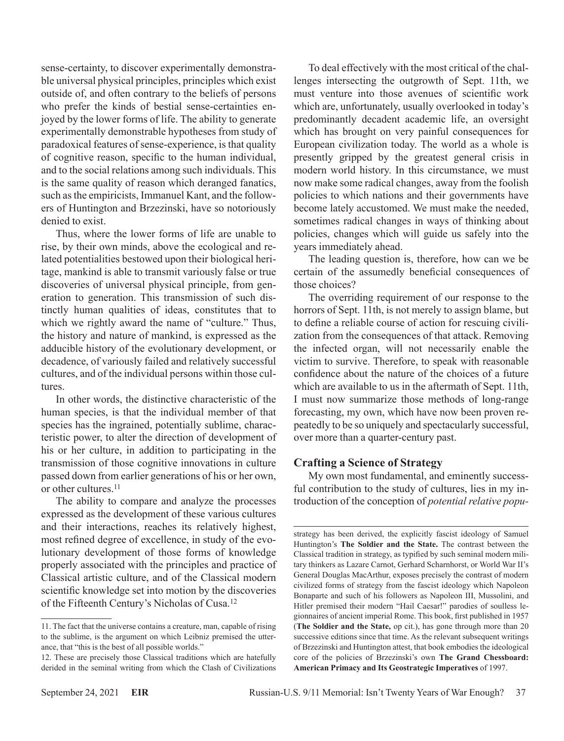sense-certainty, to discover experimentally demonstrable universal physical principles, principles which exist outside of, and often contrary to the beliefs of persons who prefer the kinds of bestial sense-certainties enjoyed by the lower forms of life. The ability to generate experimentally demonstrable hypotheses from study of paradoxical features of sense-experience, is that quality of cognitive reason, specific to the human individual, and to the social relations among such individuals. This is the same quality of reason which deranged fanatics, such as the empiricists, Immanuel Kant, and the followers of Huntington and Brzezinski, have so notoriously denied to exist.

Thus, where the lower forms of life are unable to rise, by their own minds, above the ecological and related potentialities bestowed upon their biological heritage, mankind is able to transmit variously false or true discoveries of universal physical principle, from generation to generation. This transmission of such distinctly human qualities of ideas, constitutes that to which we rightly award the name of "culture." Thus, the history and nature of mankind, is expressed as the adducible history of the evolutionary development, or decadence, of variously failed and relatively successful cultures, and of the individual persons within those cultures.

In other words, the distinctive characteristic of the human species, is that the individual member of that species has the ingrained, potentially sublime, characteristic power, to alter the direction of development of his or her culture, in addition to participating in the transmission of those cognitive innovations in culture passed down from earlier generations of his or her own, or other cultures.[11]

The ability to compare and analyze the processes expressed as the development of these various cultures and their interactions, reaches its relatively highest, most refined degree of excellence, in study of the evolutionary development of those forms of knowledge properly associated with the principles and practice of Classical artistic culture, and of the Classical modern scientific knowledge set into motion by the discoveries of the Fifteenth Century's Nicholas of Cusa.[12]

To deal effectively with the most critical of the challenges intersecting the outgrowth of Sept. 11th, we must venture into those avenues of scientific work which are, unfortunately, usually overlooked in today's predominantly decadent academic life, an oversight which has brought on very painful consequences for European civilization today. The world as a whole is presently gripped by the greatest general crisis in modern world history. In this circumstance, we must now make some radical changes, away from the foolish policies to which nations and their governments have become lately accustomed. We must make the needed, sometimes radical changes in ways of thinking about policies, changes which will guide us safely into the years immediately ahead.

The leading question is, therefore, how can we be certain of the assumedly beneficial consequences of those choices?

The overriding requirement of our response to the horrors of Sept. 11th, is not merely to assign blame, but to define a reliable course of action for rescuing civilization from the consequences of that attack. Removing the infected organ, will not necessarily enable the victim to survive. Therefore, to speak with reasonable confidence about the nature of the choices of a future which are available to us in the aftermath of Sept. 11th, I must now summarize those methods of long-range forecasting, my own, which have now been proven repeatedly to be so uniquely and spectacularly successful, over more than a quarter-century past.

## Crafting a Science of Strategy

My own most fundamental, and eminently successful contribution to the study of cultures, lies in my introduction of the conception of *potential relative popu-*

---

11. The fact that the universe contains a creature, man, capable of rising to the sublime, is the argument on which Leibniz premised the utterance, that "this is the best of all possible worlds."

12. These are precisely those Classical traditions which are hatefully derided in the seminal writing from which the Clash of Civilizations strategy has been derived, the explicitly fascist ideology of Samuel Huntington's **The Soldier and the State.** The contrast between the Classical tradition in strategy, as typified by such seminal modern military thinkers as Lazare Carnot, Gerhard Scharnhorst, or World War II's General Douglas MacArthur, exposes precisely the contrast of modern civilized forms of strategy from the fascist ideology which Napoleon Bonaparte and such of his followers as Napoleon III, Mussolini, and Hitler premised their modern "Hail Caesar!" parodies of soulless legionnaires of ancient imperial Rome. This book, first published in 1957 (**The Soldier and the State,** op cit.), has gone through more than 20 successive editions since that time. As the relevant subsequent writings of Brzezinski and Huntington attest, that book embodies the ideological core of the policies of Brzezinski's own **The Grand Chessboard: American Primacy and Its Geostrategic Imperatives** of 1997.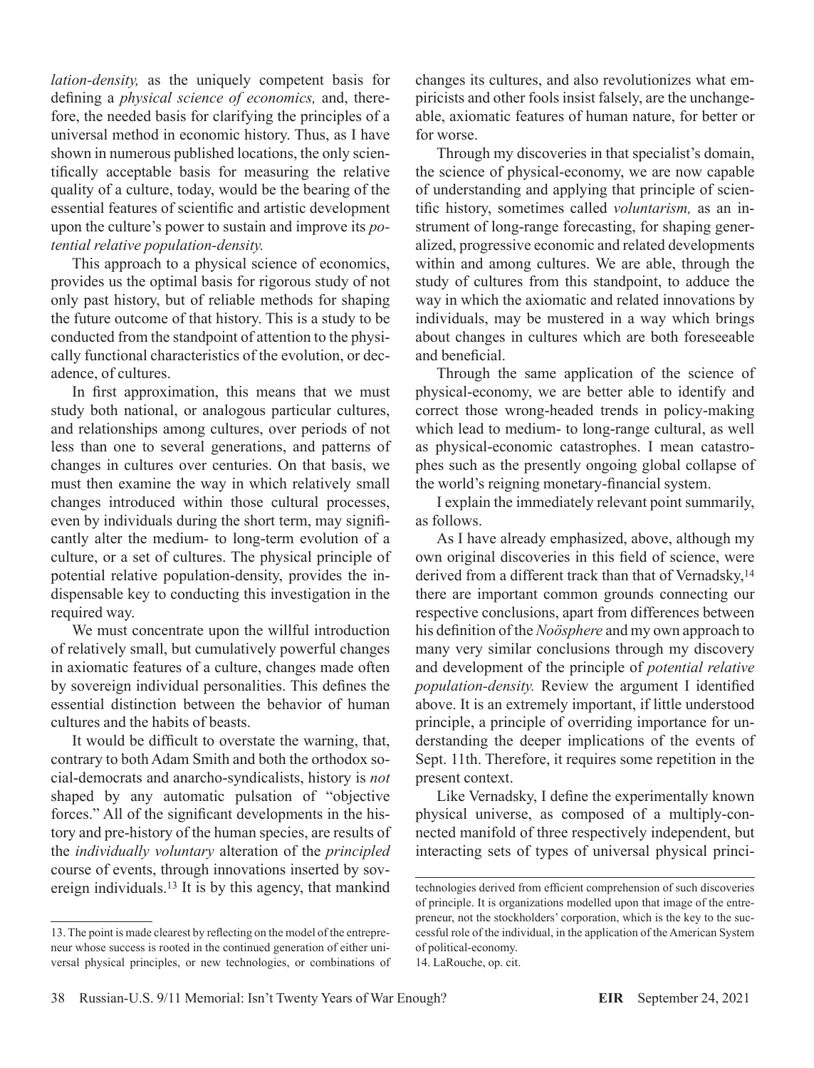*lation-density,* as the uniquely competent basis for defining a *physical science of economics,* and, therefore, the needed basis for clarifying the principles of a universal method in economic history. Thus, as I have shown in numerous published locations, the only scientifically acceptable basis for measuring the relative quality of a culture, today, would be the bearing of the essential features of scientific and artistic development upon the culture's power to sustain and improve its *potential relative population-density.*

This approach to a physical science of economics, provides us the optimal basis for rigorous study of not only past history, but of reliable methods for shaping the future outcome of that history. This is a study to be conducted from the standpoint of attention to the physically functional characteristics of the evolution, or decadence, of cultures.

In first approximation, this means that we must study both national, or analogous particular cultures, and relationships among cultures, over periods of not less than one to several generations, and patterns of changes in cultures over centuries. On that basis, we must then examine the way in which relatively small changes introduced within those cultural processes, even by individuals during the short term, may significantly alter the medium- to long-term evolution of a culture, or a set of cultures. The physical principle of potential relative population-density, provides the indispensable key to conducting this investigation in the required way.

We must concentrate upon the willful introduction of relatively small, but cumulatively powerful changes in axiomatic features of a culture, changes made often by sovereign individual personalities. This defines the essential distinction between the behavior of human cultures and the habits of beasts.

It would be difficult to overstate the warning, that, contrary to both Adam Smith and both the orthodox social-democrats and anarcho-syndicalists, history is *not* shaped by any automatic pulsation of "objective forces." All of the significant developments in the history and pre-history of the human species, are results of the *individually voluntary* alteration of the *principled* course of events, through innovations inserted by sovereign individuals.[13] It is by this agency, that mankind changes its cultures, and also revolutionizes what empiricists and other fools insist falsely, are the unchangeable, axiomatic features of human nature, for better or for worse.

Through my discoveries in that specialist's domain, the science of physical-economy, we are now capable of understanding and applying that principle of scientific history, sometimes called *voluntarism,* as an instrument of long-range forecasting, for shaping generalized, progressive economic and related developments within and among cultures. We are able, through the study of cultures from this standpoint, to adduce the way in which the axiomatic and related innovations by individuals, may be mustered in a way which brings about changes in cultures which are both foreseeable and beneficial.

Through the same application of the science of physical-economy, we are better able to identify and correct those wrong-headed trends in policy-making which lead to medium- to long-range cultural, as well as physical-economic catastrophes. I mean catastrophes such as the presently ongoing global collapse of the world's reigning monetary-financial system.

I explain the immediately relevant point summarily, as follows.

As I have already emphasized, above, although my own original discoveries in this field of science, were derived from a different track than that of Vernadsky,[14] there are important common grounds connecting our respective conclusions, apart from differences between his definition of the *Noösphere* and my own approach to many very similar conclusions through my discovery and development of the principle of *potential relative population-density.* Review the argument I identified above. It is an extremely important, if little understood principle, a principle of overriding importance for understanding the deeper implications of the events of Sept. 11th. Therefore, it requires some repetition in the present context.

Like Vernadsky, I define the experimentally known physical universe, as composed of a multiply-connected manifold of three respectively independent, but interacting sets of types of universal physical princi-

---

13. The point is made clearest by reflecting on the model of the entrepreneur whose success is rooted in the continued generation of either universal physical principles, or new technologies, or combinations of technologies derived from efficient comprehension of such discoveries of principle. It is organizations modelled upon that image of the entrepreneur, not the stockholders' corporation, which is the key to the successful role of the individual, in the application of the American System of political-economy.

14. LaRouche, op. cit.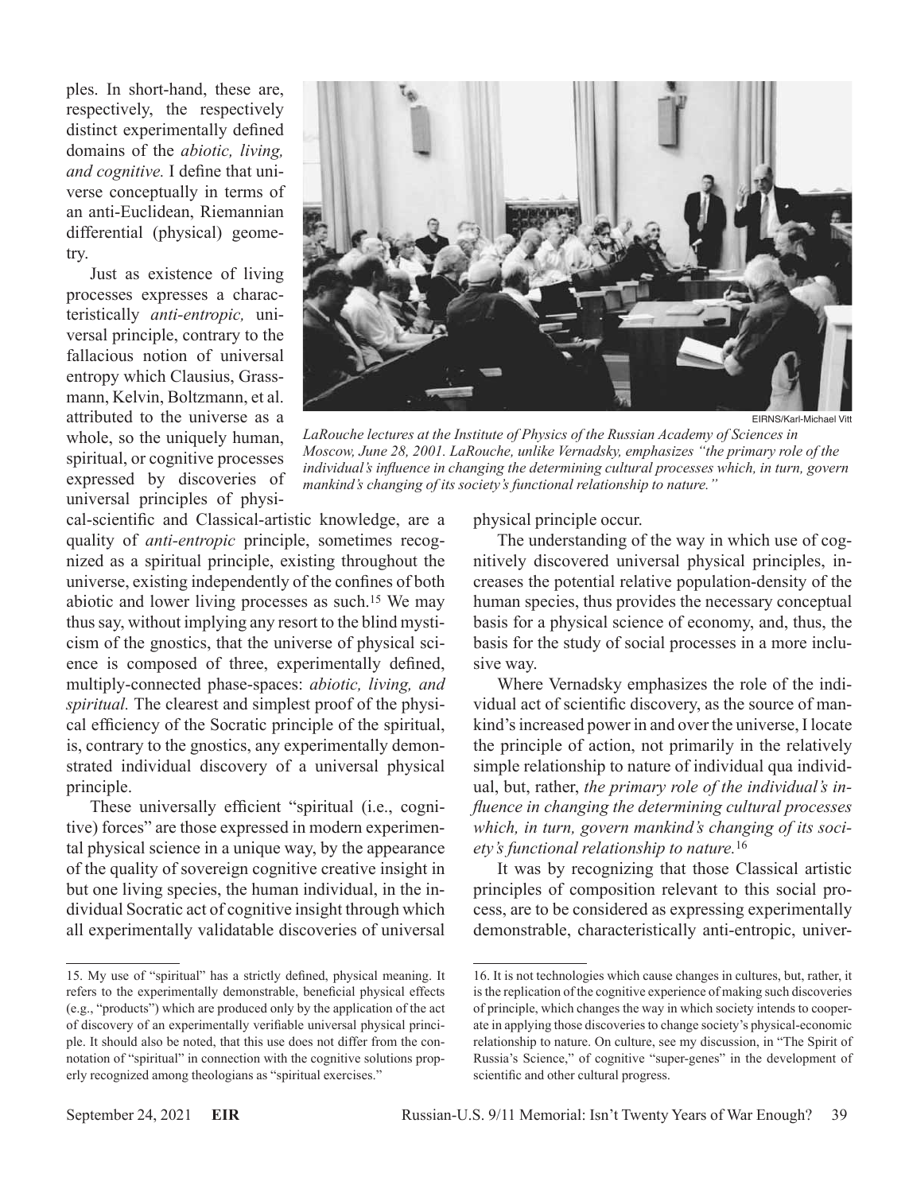ples. In short-hand, these are, respectively, the respectively distinct experimentally defined domains of the *abiotic, living, and cognitive.* I define that universe conceptually in terms of an anti-Euclidean, Riemannian differential (physical) geometry.

Just as existence of living processes expresses a characteristically *anti-entropic,* universal principle, contrary to the fallacious notion of universal entropy which Clausius, Grassmann, Kelvin, Boltzmann, et al. attributed to the universe as a whole, so the uniquely human, spiritual, or cognitive processes expressed by discoveries of universal principles of physical-scientific and Classical-artistic knowledge, are a quality of *anti-entropic* principle, sometimes recognized as a spiritual principle, existing throughout the universe, existing independently of the confines of both abiotic and lower living processes as such.[15] We may thus say, without implying any resort to the blind mysticism of the gnostics, that the universe of physical science is composed of three, experimentally defined, multiply-connected phase-spaces: *abiotic, living, and spiritual.* The clearest and simplest proof of the physical efficiency of the Socratic principle of the spiritual, is, contrary to the gnostics, any experimentally demonstrated individual discovery of a universal physical principle.

These universally efficient "spiritual (i.e., cognitive) forces" are those expressed in modern experimental physical science in a unique way, by the appearance of the quality of sovereign cognitive creative insight in but one living species, the human individual, in the individual Socratic act of cognitive insight through which all experimentally validatable discoveries of universal physical principle occur.

EIRNS/Karl-Michael Vitt

*LaRouche lectures at the Institute of Physics of the Russian Academy of Sciences in Moscow, June 28, 2001. LaRouche, unlike Vernadsky, emphasizes "the primary role of the individual's influence in changing the determining cultural processes which, in turn, govern mankind's changing of its society's functional relationship to nature."*

The understanding of the way in which use of cognitively discovered universal physical principles, increases the potential relative population-density of the human species, thus provides the necessary conceptual basis for a physical science of economy, and, thus, the basis for the study of social processes in a more inclusive way.

Where Vernadsky emphasizes the role of the individual act of scientific discovery, as the source of mankind's increased power in and over the universe, I locate the principle of action, not primarily in the relatively simple relationship to nature of individual qua individual, but, rather, *the primary role of the individual's influence in changing the determining cultural processes which, in turn, govern mankind's changing of its society's functional relationship to nature.*[16]

It was by recognizing that those Classical artistic principles of composition relevant to this social process, are to be considered as expressing experimentally demonstrable, characteristically anti-entropic, univer-

---

15. My use of "spiritual" has a strictly defined, physical meaning. It refers to the experimentally demonstrable, beneficial physical effects (e.g., "products") which are produced only by the application of the act of discovery of an experimentally verifiable universal physical principle. It should also be noted, that this use does not differ from the connotation of "spiritual" in connection with the cognitive solutions properly recognized among theologians as "spiritual exercises."

16. It is not technologies which cause changes in cultures, but, rather, it is the replication of the cognitive experience of making such discoveries of principle, which changes the way in which society intends to cooperate in applying those discoveries to change society's physical-economic relationship to nature. On culture, see my discussion, in "The Spirit of Russia's Science," of cognitive "super-genes" in the development of scientific and other cultural progress.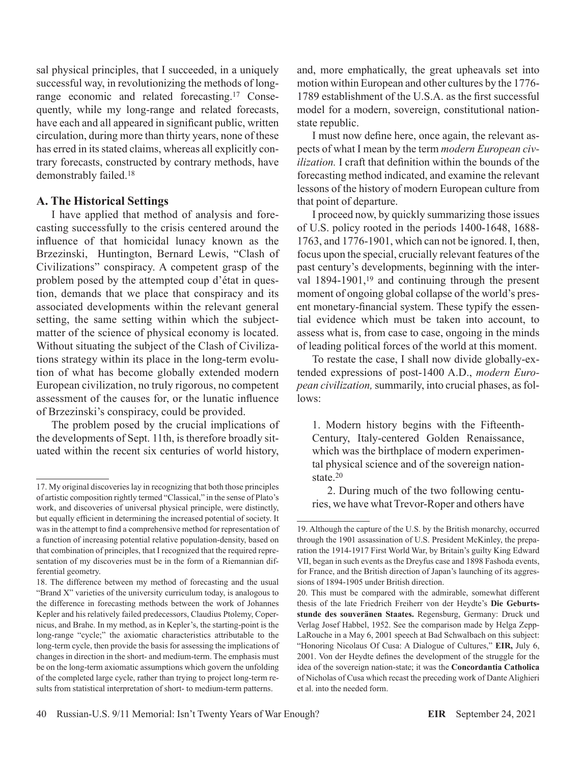sal physical principles, that I succeeded, in a uniquely successful way, in revolutionizing the methods of long-range economic and related forecasting.[17] Consequently, while my long-range and related forecasts, have each and all appeared in significant public, written circulation, during more than thirty years, none of these has erred in its stated claims, whereas all explicitly contrary forecasts, constructed by contrary methods, have demonstrably failed.[18]

### A. The Historical Settings

I have applied that method of analysis and forecasting successfully to the crisis centered around the influence of that homicidal lunacy known as the Brzezinski, Huntington, Bernard Lewis, "Clash of Civilizations" conspiracy. A competent grasp of the problem posed by the attempted coup d'état in question, demands that we place that conspiracy and its associated developments within the relevant general setting, the same setting within which the subject-matter of the science of physical economy is located. Without situating the subject of the Clash of Civilizations strategy within its place in the long-term evolution of what has become globally extended modern European civilization, no truly rigorous, no competent assessment of the causes for, or the lunatic influence of Brzezinski's conspiracy, could be provided.

The problem posed by the crucial implications of the developments of Sept. 11th, is therefore broadly situated within the recent six centuries of world history, and, more emphatically, the great upheavals set into motion within European and other cultures by the 1776-1789 establishment of the U.S.A. as the first successful model for a modern, sovereign, constitutional nation-state republic.

I must now define here, once again, the relevant aspects of what I mean by the term *modern European civilization.* I craft that definition within the bounds of the forecasting method indicated, and examine the relevant lessons of the history of modern European culture from that point of departure.

I proceed now, by quickly summarizing those issues of U.S. policy rooted in the periods 1400-1648, 1688-1763, and 1776-1901, which can not be ignored. I, then, focus upon the special, crucially relevant features of the past century's developments, beginning with the interval 1894-1901,[19] and continuing through the present moment of ongoing global collapse of the world's present monetary-financial system. These typify the essential evidence which must be taken into account, to assess what is, from case to case, ongoing in the minds of leading political forces of the world at this moment.

To restate the case, I shall now divide globally-extended expressions of post-1400 A.D., *modern European civilization,* summarily, into crucial phases, as follows:

> 1. Modern history begins with the Fifteenth-Century, Italy-centered Golden Renaissance, which was the birthplace of modern experimental physical science and of the sovereign nation-state.[20]
>
> 2. During much of the two following centuries, we have what Trevor-Roper and others have

---

17. My original discoveries lay in recognizing that both those principles of artistic composition rightly termed "Classical," in the sense of Plato's work, and discoveries of universal physical principle, were distinctly, but equally efficient in determining the increased potential of society. It was in the attempt to find a comprehensive method for representation of a function of increasing potential relative population-density, based on that combination of principles, that I recognized that the required representation of my discoveries must be in the form of a Riemannian differential geometry.

18. The difference between my method of forecasting and the usual "Brand X" varieties of the university curriculum today, is analogous to the difference in forecasting methods between the work of Johannes Kepler and his relatively failed predecessors, Claudius Ptolemy, Copernicus, and Brahe. In my method, as in Kepler's, the starting-point is the long-range "cycle;" the axiomatic characteristics attributable to the long-term cycle, then provide the basis for assessing the implications of changes in direction in the short- and medium-term. The emphasis must be on the long-term axiomatic assumptions which govern the unfolding of the completed large cycle, rather than trying to project long-term results from statistical interpretation of short- to medium-term patterns.

19. Although the capture of the U.S. by the British monarchy, occurred through the 1901 assassination of U.S. President McKinley, the preparation the 1914-1917 First World War, by Britain's guilty King Edward VII, began in such events as the Dreyfus case and 1898 Fashoda events, for France, and the British direction of Japan's launching of its aggressions of 1894-1905 under British direction.

20. This must be compared with the admirable, somewhat different thesis of the late Friedrich Freiherr von der Heydte's **Die Geburtsstunde des souveränen Staates.** Regensburg, Germany: Druck und Verlag Josef Habbel, 1952. See the comparison made by Helga Zepp-LaRouche in a May 6, 2001 speech at Bad Schwalbach on this subject: "Honoring Nicolaus Of Cusa: A Dialogue of Cultures," **EIR,** July 6, 2001. Von der Heydte defines the development of the struggle for the idea of the sovereign nation-state; it was the **Concordantia Catholica** of Nicholas of Cusa which recast the preceding work of Dante Alighieri et al. into the needed form.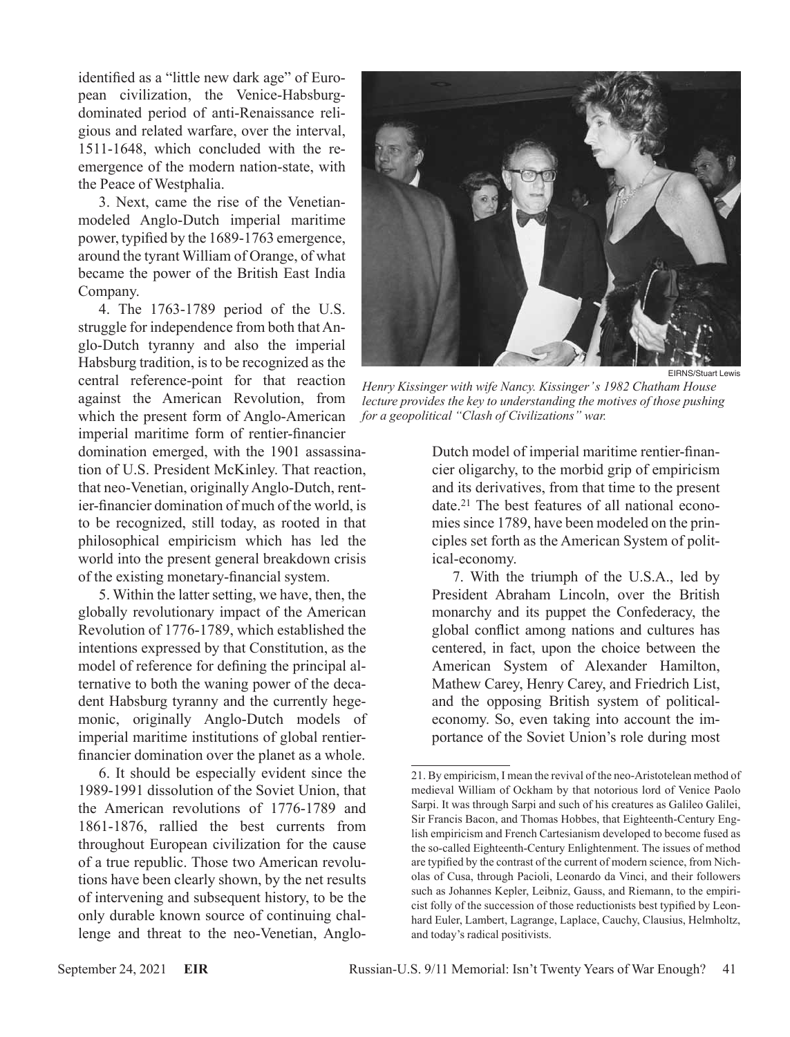identified as a "little new dark age" of European civilization, the Venice-Habsburg-dominated period of anti-Renaissance religious and related warfare, over the interval, 1511-1648, which concluded with the re-emergence of the modern nation-state, with the Peace of Westphalia.

3. Next, came the rise of the Venetian-modeled Anglo-Dutch imperial maritime power, typified by the 1689-1763 emergence, around the tyrant William of Orange, of what became the power of the British East India Company.

4. The 1763-1789 period of the U.S. struggle for independence from both that Anglo-Dutch tyranny and also the imperial Habsburg tradition, is to be recognized as the central reference-point for that reaction against the American Revolution, from which the present form of Anglo-American imperial maritime form of rentier-financier domination emerged, with the 1901 assassination of U.S. President McKinley. That reaction, that neo-Venetian, originally Anglo-Dutch, rentier-financier domination of much of the world, is to be recognized, still today, as rooted in that philosophical empiricism which has led the world into the present general breakdown crisis of the existing monetary-financial system.

5. Within the latter setting, we have, then, the globally revolutionary impact of the American Revolution of 1776-1789, which established the intentions expressed by that Constitution, as the model of reference for defining the principal alternative to both the waning power of the decadent Habsburg tyranny and the currently hegemonic, originally Anglo-Dutch models of imperial maritime institutions of global rentier-financier domination over the planet as a whole.

6. It should be especially evident since the 1989-1991 dissolution of the Soviet Union, that the American revolutions of 1776-1789 and 1861-1876, rallied the best currents from throughout European civilization for the cause of a true republic. Those two American revolutions have been clearly shown, by the net results of intervening and subsequent history, to be the only durable known source of continuing challenge and threat to the neo-Venetian, Anglo-Dutch model of imperial maritime rentier-financier oligarchy, to the morbid grip of empiricism and its derivatives, from that time to the present date.[21] The best features of all national economies since 1789, have been modeled on the principles set forth as the American System of political-economy.

7. With the triumph of the U.S.A., led by President Abraham Lincoln, over the British monarchy and its puppet the Confederacy, the global conflict among nations and cultures has centered, in fact, upon the choice between the American System of Alexander Hamilton, Mathew Carey, Henry Carey, and Friedrich List, and the opposing British system of political-economy. So, even taking into account the importance of the Soviet Union's role during most

EIRNS/Stuart Lewis

*Henry Kissinger with wife Nancy. Kissinger's 1982 Chatham House lecture provides the key to understanding the motives of those pushing for a geopolitical "Clash of Civilizations" war.*

---

21. By empiricism, I mean the revival of the neo-Aristotelean method of medieval William of Ockham by that notorious lord of Venice Paolo Sarpi. It was through Sarpi and such of his creatures as Galileo Galilei, Sir Francis Bacon, and Thomas Hobbes, that Eighteenth-Century English empiricism and French Cartesianism developed to become fused as the so-called Eighteenth-Century Enlightenment. The issues of method are typified by the contrast of the current of modern science, from Nicholas of Cusa, through Pacioli, Leonardo da Vinci, and their followers such as Johannes Kepler, Leibniz, Gauss, and Riemann, to the empiricist folly of the succession of those reductionists best typified by Leonhard Euler, Lambert, Lagrange, Laplace, Cauchy, Clausius, Helmholtz, and today's radical positivists.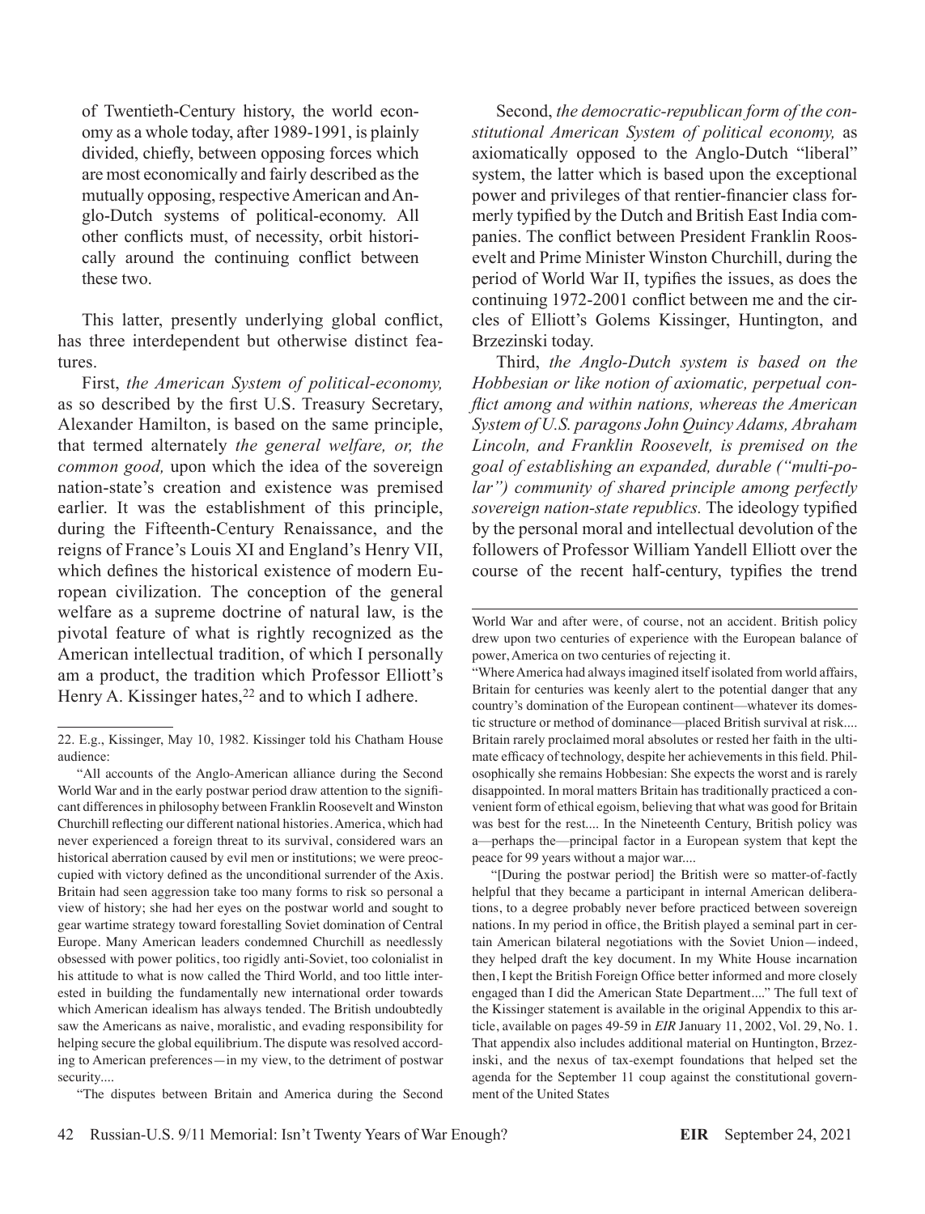of Twentieth-Century history, the world economy as a whole today, after 1989-1991, is plainly divided, chiefly, between opposing forces which are most economically and fairly described as the mutually opposing, respective American and Anglo-Dutch systems of political-economy. All other conflicts must, of necessity, orbit historically around the continuing conflict between these two.

This latter, presently underlying global conflict, has three interdependent but otherwise distinct features.

First, *the American System of political-economy,* as so described by the first U.S. Treasury Secretary, Alexander Hamilton, is based on the same principle, that termed alternately *the general welfare, or, the common good,* upon which the idea of the sovereign nation-state's creation and existence was premised earlier. It was the establishment of this principle, during the Fifteenth-Century Renaissance, and the reigns of France's Louis XI and England's Henry VII, which defines the historical existence of modern European civilization. The conception of the general welfare as a supreme doctrine of natural law, is the pivotal feature of what is rightly recognized as the American intellectual tradition, of which I personally am a product, the tradition which Professor Elliott's Henry A. Kissinger hates,[22] and to which I adhere.

Second, *the democratic-republican form of the constitutional American System of political economy,* as axiomatically opposed to the Anglo-Dutch "liberal" system, the latter which is based upon the exceptional power and privileges of that rentier-financier class formerly typified by the Dutch and British East India companies. The conflict between President Franklin Roosevelt and Prime Minister Winston Churchill, during the period of World War II, typifies the issues, as does the continuing 1972-2001 conflict between me and the circles of Elliott's Golems Kissinger, Huntington, and Brzezinski today.

Third, *the Anglo-Dutch system is based on the Hobbesian or like notion of axiomatic, perpetual conflict among and within nations, whereas the American System of U.S. paragons John Quincy Adams, Abraham Lincoln, and Franklin Roosevelt, is premised on the goal of establishing an expanded, durable ("multi-polar") community of shared principle among perfectly sovereign nation-state republics.* The ideology typified by the personal moral and intellectual devolution of the followers of Professor William Yandell Elliott over the course of the recent half-century, typifies the trend

---

22. E.g., Kissinger, May 10, 1982. Kissinger told his Chatham House audience:

"All accounts of the Anglo-American alliance during the Second World War and in the early postwar period draw attention to the significant differences in philosophy between Franklin Roosevelt and Winston Churchill reflecting our different national histories. America, which had never experienced a foreign threat to its survival, considered wars an historical aberration caused by evil men or institutions; we were preoccupied with victory defined as the unconditional surrender of the Axis. Britain had seen aggression take too many forms to risk so personal a view of history; she had her eyes on the postwar world and sought to gear wartime strategy toward forestalling Soviet domination of Central Europe. Many American leaders condemned Churchill as needlessly obsessed with power politics, too rigidly anti-Soviet, too colonialist in his attitude to what is now called the Third World, and too little interested in building the fundamentally new international order towards which American idealism has always tended. The British undoubtedly saw the Americans as naive, moralistic, and evading responsibility for helping secure the global equilibrium. The dispute was resolved according to American preferences—in my view, to the detriment of postwar security....

"The disputes between Britain and America during the Second World War and after were, of course, not an accident. British policy drew upon two centuries of experience with the European balance of power, America on two centuries of rejecting it.

"Where America had always imagined itself isolated from world affairs, Britain for centuries was keenly alert to the potential danger that any country's domination of the European continent—whatever its domestic structure or method of dominance—placed British survival at risk.... Britain rarely proclaimed moral absolutes or rested her faith in the ultimate efficacy of technology, despite her achievements in this field. Philosophically she remains Hobbesian: She expects the worst and is rarely disappointed. In moral matters Britain has traditionally practiced a convenient form of ethical egoism, believing that what was good for Britain was best for the rest.... In the Nineteenth Century, British policy was a—perhaps the—principal factor in a European system that kept the peace for 99 years without a major war....

"[During the postwar period] the British were so matter-of-factly helpful that they became a participant in internal American deliberations, to a degree probably never before practiced between sovereign nations. In my period in office, the British played a seminal part in certain American bilateral negotiations with the Soviet Union—indeed, they helped draft the key document. In my White House incarnation then, I kept the British Foreign Office better informed and more closely engaged than I did the American State Department...." The full text of the Kissinger statement is available in the original Appendix to this article, available on pages 49-59 in *EIR* January 11, 2002, Vol. 29, No. 1. That appendix also includes additional material on Huntington, Brzezinski, and the nexus of tax-exempt foundations that helped set the agenda for the September 11 coup against the constitutional government of the United States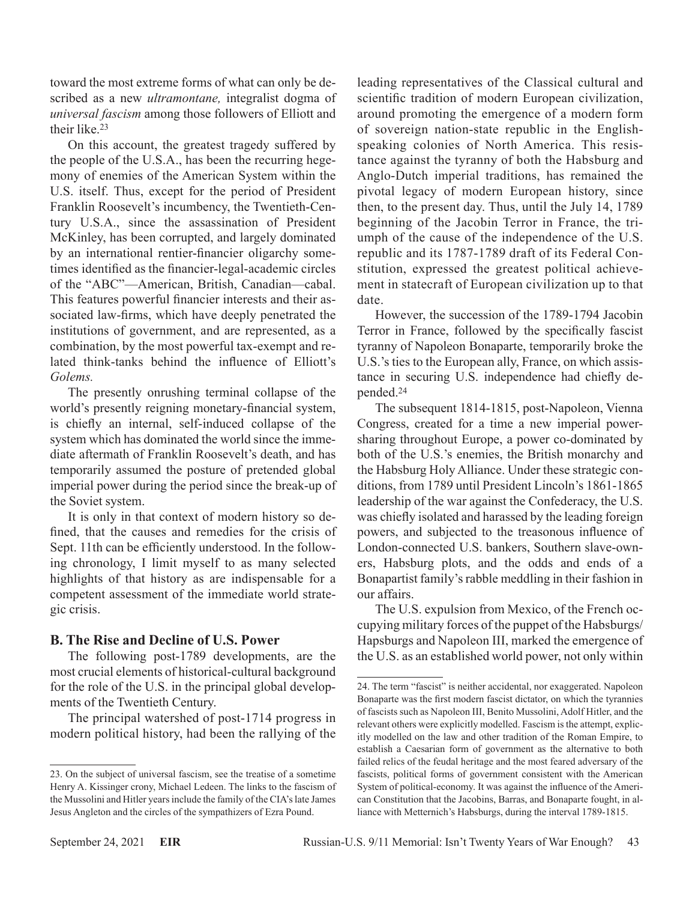toward the most extreme forms of what can only be described as a new *ultramontane,* integralist dogma of *universal fascism* among those followers of Elliott and their like.[23]

On this account, the greatest tragedy suffered by the people of the U.S.A., has been the recurring hegemony of enemies of the American System within the U.S. itself. Thus, except for the period of President Franklin Roosevelt's incumbency, the Twentieth-Century U.S.A., since the assassination of President McKinley, has been corrupted, and largely dominated by an international rentier-financier oligarchy sometimes identified as the financier-legal-academic circles of the "ABC"—American, British, Canadian—cabal. This features powerful financier interests and their associated law-firms, which have deeply penetrated the institutions of government, and are represented, as a combination, by the most powerful tax-exempt and related think-tanks behind the influence of Elliott's *Golems.*

The presently onrushing terminal collapse of the world's presently reigning monetary-financial system, is chiefly an internal, self-induced collapse of the system which has dominated the world since the immediate aftermath of Franklin Roosevelt's death, and has temporarily assumed the posture of pretended global imperial power during the period since the break-up of the Soviet system.

It is only in that context of modern history so defined, that the causes and remedies for the crisis of Sept. 11th can be efficiently understood. In the following chronology, I limit myself to as many selected highlights of that history as are indispensable for a competent assessment of the immediate world strategic crisis.

## B. The Rise and Decline of U.S. Power

The following post-1789 developments, are the most crucial elements of historical-cultural background for the role of the U.S. in the principal global developments of the Twentieth Century.

The principal watershed of post-1714 progress in modern political history, had been the rallying of the leading representatives of the Classical cultural and scientific tradition of modern European civilization, around promoting the emergence of a modern form of sovereign nation-state republic in the English-speaking colonies of North America. This resistance against the tyranny of both the Habsburg and Anglo-Dutch imperial traditions, has remained the pivotal legacy of modern European history, since then, to the present day. Thus, until the July 14, 1789 beginning of the Jacobin Terror in France, the triumph of the cause of the independence of the U.S. republic and its 1787-1789 draft of its Federal Constitution, expressed the greatest political achievement in statecraft of European civilization up to that date.

However, the succession of the 1789-1794 Jacobin Terror in France, followed by the specifically fascist tyranny of Napoleon Bonaparte, temporarily broke the U.S.'s ties to the European ally, France, on which assistance in securing U.S. independence had chiefly depended.[24]

The subsequent 1814-1815, post-Napoleon, Vienna Congress, created for a time a new imperial power-sharing throughout Europe, a power co-dominated by both of the U.S.'s enemies, the British monarchy and the Habsburg Holy Alliance. Under these strategic conditions, from 1789 until President Lincoln's 1861-1865 leadership of the war against the Confederacy, the U.S. was chiefly isolated and harassed by the leading foreign powers, and subjected to the treasonous influence of London-connected U.S. bankers, Southern slave-owners, Habsburg plots, and the odds and ends of a Bonapartist family's rabble meddling in their fashion in our affairs.

The U.S. expulsion from Mexico, of the French occupying military forces of the puppet of the Habsburgs/Hapsburgs and Napoleon III, marked the emergence of the U.S. as an established world power, not only within

---

23. On the subject of universal fascism, see the treatise of a sometime Henry A. Kissinger crony, Michael Ledeen. The links to the fascism of the Mussolini and Hitler years include the family of the CIA's late James Jesus Angleton and the circles of the sympathizers of Ezra Pound.

24. The term "fascist" is neither accidental, nor exaggerated. Napoleon Bonaparte was the first modern fascist dictator, on which the tyrannies of fascists such as Napoleon III, Benito Mussolini, Adolf Hitler, and the relevant others were explicitly modelled. Fascism is the attempt, explicitly modelled on the law and other tradition of the Roman Empire, to establish a Caesarian form of government as the alternative to both failed relics of the feudal heritage and the most feared adversary of the fascists, political forms of government consistent with the American System of political-economy. It was against the influence of the American Constitution that the Jacobins, Barras, and Bonaparte fought, in alliance with Metternich's Habsburgs, during the interval 1789-1815.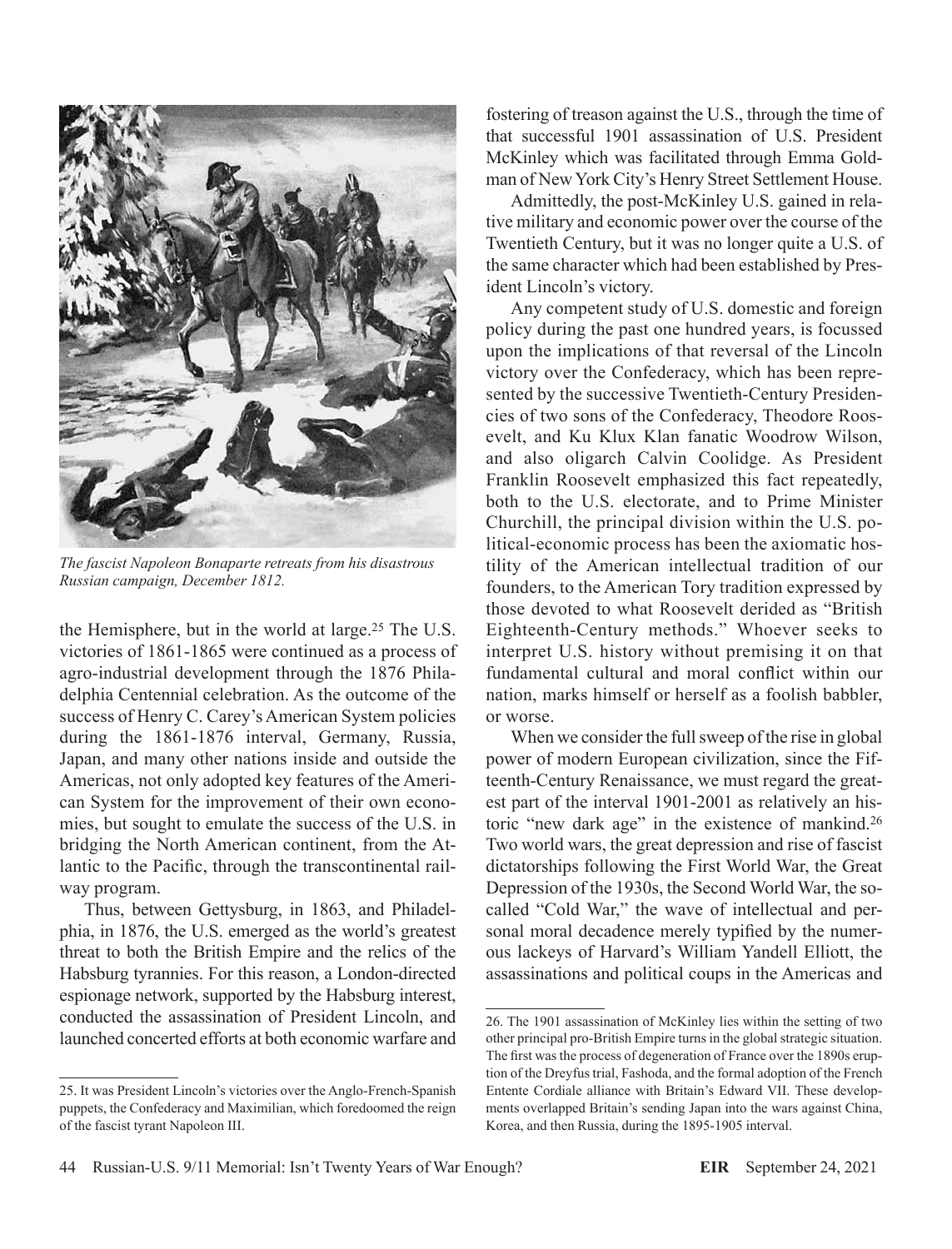*The fascist Napoleon Bonaparte retreats from his disastrous Russian campaign, December 1812.*

the Hemisphere, but in the world at large.[25] The U.S. victories of 1861-1865 were continued as a process of agro-industrial development through the 1876 Philadelphia Centennial celebration. As the outcome of the success of Henry C. Carey's American System policies during the 1861-1876 interval, Germany, Russia, Japan, and many other nations inside and outside the Americas, not only adopted key features of the American System for the improvement of their own economies, but sought to emulate the success of the U.S. in bridging the North American continent, from the Atlantic to the Pacific, through the transcontinental railway program.

Thus, between Gettysburg, in 1863, and Philadelphia, in 1876, the U.S. emerged as the world's greatest threat to both the British Empire and the relics of the Habsburg tyrannies. For this reason, a London-directed espionage network, supported by the Habsburg interest, conducted the assassination of President Lincoln, and launched concerted efforts at both economic warfare and fostering of treason against the U.S., through the time of that successful 1901 assassination of U.S. President McKinley which was facilitated through Emma Goldman of New York City's Henry Street Settlement House.

Admittedly, the post-McKinley U.S. gained in relative military and economic power over the course of the Twentieth Century, but it was no longer quite a U.S. of the same character which had been established by President Lincoln's victory.

Any competent study of U.S. domestic and foreign policy during the past one hundred years, is focussed upon the implications of that reversal of the Lincoln victory over the Confederacy, which has been represented by the successive Twentieth-Century Presidencies of two sons of the Confederacy, Theodore Roosevelt, and Ku Klux Klan fanatic Woodrow Wilson, and also oligarch Calvin Coolidge. As President Franklin Roosevelt emphasized this fact repeatedly, both to the U.S. electorate, and to Prime Minister Churchill, the principal division within the U.S. political-economic process has been the axiomatic hostility of the American intellectual tradition of our founders, to the American Tory tradition expressed by those devoted to what Roosevelt derided as "British Eighteenth-Century methods." Whoever seeks to interpret U.S. history without premising it on that fundamental cultural and moral conflict within our nation, marks himself or herself as a foolish babbler, or worse.

When we consider the full sweep of the rise in global power of modern European civilization, since the Fifteenth-Century Renaissance, we must regard the greatest part of the interval 1901-2001 as relatively an historic "new dark age" in the existence of mankind.[26] Two world wars, the great depression and rise of fascist dictatorships following the First World War, the Great Depression of the 1930s, the Second World War, the so-called "Cold War," the wave of intellectual and personal moral decadence merely typified by the numerous lackeys of Harvard's William Yandell Elliott, the assassinations and political coups in the Americas and

---

25. It was President Lincoln's victories over the Anglo-French-Spanish puppets, the Confederacy and Maximilian, which foredoomed the reign of the fascist tyrant Napoleon III.

26. The 1901 assassination of McKinley lies within the setting of two other principal pro-British Empire turns in the global strategic situation. The first was the process of degeneration of France over the 1890s eruption of the Dreyfus trial, Fashoda, and the formal adoption of the French Entente Cordiale alliance with Britain's Edward VII. These developments overlapped Britain's sending Japan into the wars against China, Korea, and then Russia, during the 1895-1905 interval.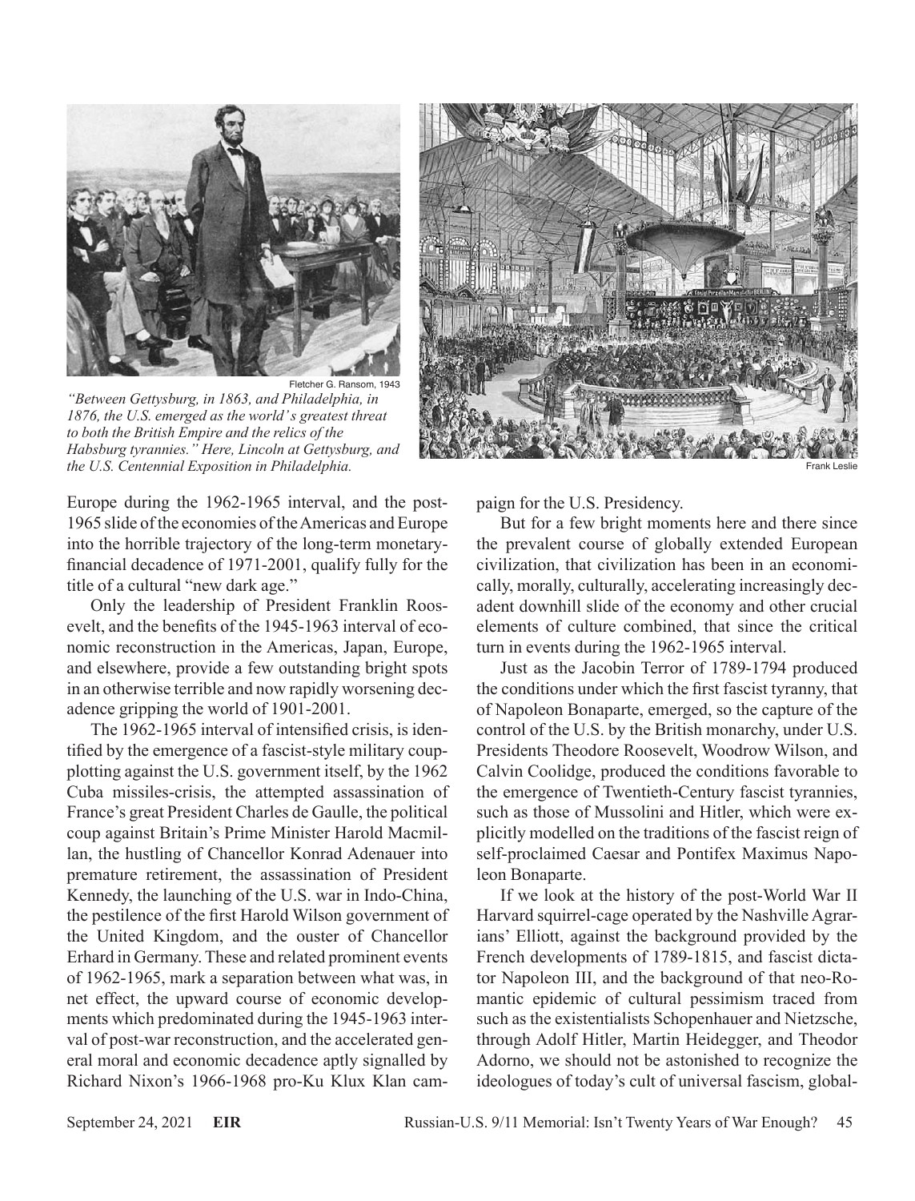Fletcher G. Ransom, 1943

*"Between Gettysburg, in 1863, and Philadelphia, in 1876, the U.S. emerged as the world's greatest threat to both the British Empire and the relics of the Habsburg tyrannies." Here, Lincoln at Gettysburg, and the U.S. Centennial Exposition in Philadelphia.*

Frank Leslie

Europe during the 1962-1965 interval, and the post-1965 slide of the economies of the Americas and Europe into the horrible trajectory of the long-term monetary-financial decadence of 1971-2001, qualify fully for the title of a cultural "new dark age."

Only the leadership of President Franklin Roosevelt, and the benefits of the 1945-1963 interval of economic reconstruction in the Americas, Japan, Europe, and elsewhere, provide a few outstanding bright spots in an otherwise terrible and now rapidly worsening decadence gripping the world of 1901-2001.

The 1962-1965 interval of intensified crisis, is identified by the emergence of a fascist-style military coup-plotting against the U.S. government itself, by the 1962 Cuba missiles-crisis, the attempted assassination of France's great President Charles de Gaulle, the political coup against Britain's Prime Minister Harold Macmillan, the hustling of Chancellor Konrad Adenauer into premature retirement, the assassination of President Kennedy, the launching of the U.S. war in Indo-China, the pestilence of the first Harold Wilson government of the United Kingdom, and the ouster of Chancellor Erhard in Germany. These and related prominent events of 1962-1965, mark a separation between what was, in net effect, the upward course of economic developments which predominated during the 1945-1963 interval of post-war reconstruction, and the accelerated general moral and economic decadence aptly signalled by Richard Nixon's 1966-1968 pro-Ku Klux Klan campaign for the U.S. Presidency.

But for a few bright moments here and there since the prevalent course of globally extended European civilization, that civilization has been in an economically, morally, culturally, accelerating increasingly decadent downhill slide of the economy and other crucial elements of culture combined, that since the critical turn in events during the 1962-1965 interval.

Just as the Jacobin Terror of 1789-1794 produced the conditions under which the first fascist tyranny, that of Napoleon Bonaparte, emerged, so the capture of the control of the U.S. by the British monarchy, under U.S. Presidents Theodore Roosevelt, Woodrow Wilson, and Calvin Coolidge, produced the conditions favorable to the emergence of Twentieth-Century fascist tyrannies, such as those of Mussolini and Hitler, which were explicitly modelled on the traditions of the fascist reign of self-proclaimed Caesar and Pontifex Maximus Napoleon Bonaparte.

If we look at the history of the post-World War II Harvard squirrel-cage operated by the Nashville Agrarians' Elliott, against the background provided by the French developments of 1789-1815, and fascist dictator Napoleon III, and the background of that neo-Romantic epidemic of cultural pessimism traced from such as the existentialists Schopenhauer and Nietzsche, through Adolf Hitler, Martin Heidegger, and Theodor Adorno, we should not be astonished to recognize the ideologues of today's cult of universal fascism, global-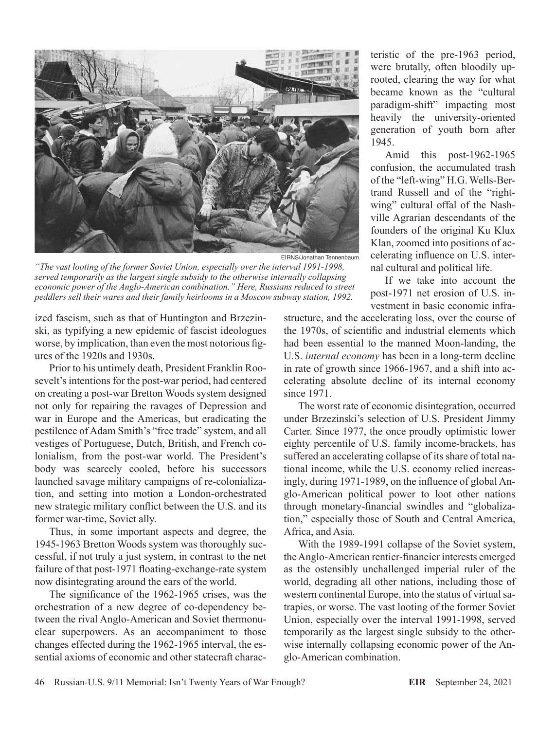EIRNS/Jonathan Tennenbaum

*"The vast looting of the former Soviet Union, especially over the interval 1991-1998, served temporarily as the largest single subsidy to the otherwise internally collapsing economic power of the Anglo-American combination." Here, Russians reduced to street peddlers sell their wares and their family heirlooms in a Moscow subway station, 1992.*

ized fascism, such as that of Huntington and Brzezinski, as typifying a new epidemic of fascist ideologues worse, by implication, than even the most notorious figures of the 1920s and 1930s.

Prior to his untimely death, President Franklin Roosevelt's intentions for the post-war period, had centered on creating a post-war Bretton Woods system designed not only for repairing the ravages of Depression and war in Europe and the Americas, but eradicating the pestilence of Adam Smith's "free trade" system, and all vestiges of Portuguese, Dutch, British, and French colonialism, from the post-war world. The President's body was scarcely cooled, before his successors launched savage military campaigns of re-colonialization, and setting into motion a London-orchestrated new strategic military conflict between the U.S. and its former war-time, Soviet ally.

Thus, in some important aspects and degree, the 1945-1963 Bretton Woods system was thoroughly successful, if not truly a just system, in contrast to the net failure of that post-1971 floating-exchange-rate system now disintegrating around the ears of the world.

The significance of the 1962-1965 crises, was the orchestration of a new degree of co-dependency between the rival Anglo-American and Soviet thermonuclear superpowers. As an accompaniment to those changes effected during the 1962-1965 interval, the essential axioms of economic and other statecraft characteristic of the pre-1963 period, were brutally, often bloodily uprooted, clearing the way for what became known as the "cultural paradigm-shift" impacting most heavily the university-oriented generation of youth born after 1945.

Amid this post-1962-1965 confusion, the accumulated trash of the "left-wing" H.G. Wells-Bertrand Russell and of the "right-wing" cultural offal of the Nashville Agrarian descendants of the founders of the original Ku Klux Klan, zoomed into positions of accelerating influence on U.S. internal cultural and political life.

If we take into account the post-1971 net erosion of U.S. investment in basic economic infrastructure, and the accelerating loss, over the course of the 1970s, of scientific and industrial elements which had been essential to the manned Moon-landing, the U.S. *internal economy* has been in a long-term decline in rate of growth since 1966-1967, and a shift into accelerating absolute decline of its internal economy since 1971.

The worst rate of economic disintegration, occurred under Brzezinski's selection of U.S. President Jimmy Carter. Since 1977, the once proudly optimistic lower eighty percentile of U.S. family income-brackets, has suffered an accelerating collapse of its share of total national income, while the U.S. economy relied increasingly, during 1971-1989, on the influence of global Anglo-American political power to loot other nations through monetary-financial swindles and "globalization," especially those of South and Central America, Africa, and Asia.

With the 1989-1991 collapse of the Soviet system, the Anglo-American rentier-financier interests emerged as the ostensibly unchallenged imperial ruler of the world, degrading all other nations, including those of western continental Europe, into the status of virtual satrapies, or worse. The vast looting of the former Soviet Union, especially over the interval 1991-1998, served temporarily as the largest single subsidy to the otherwise internally collapsing economic power of the Anglo-American combination.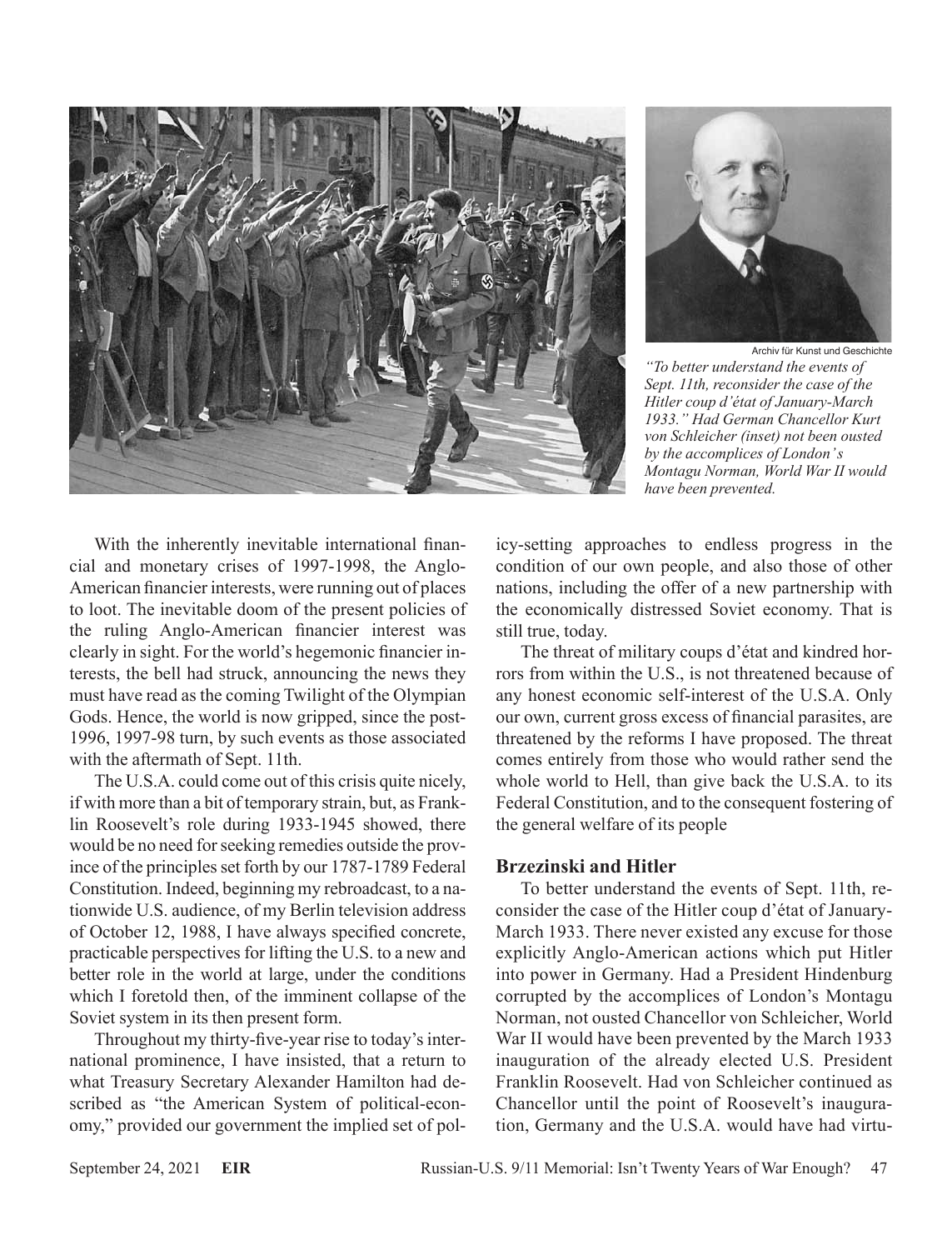Archiv für Kunst und Geschichte

*"To better understand the events of Sept. 11th, reconsider the case of the Hitler coup d'état of January-March 1933." Had German Chancellor Kurt von Schleicher (inset) not been ousted by the accomplices of London's Montagu Norman, World War II would have been prevented.*

With the inherently inevitable international financial and monetary crises of 1997-1998, the Anglo-American financier interests, were running out of places to loot. The inevitable doom of the present policies of the ruling Anglo-American financier interest was clearly in sight. For the world's hegemonic financier interests, the bell had struck, announcing the news they must have read as the coming Twilight of the Olympian Gods. Hence, the world is now gripped, since the post-1996, 1997-98 turn, by such events as those associated with the aftermath of Sept. 11th.

The U.S.A. could come out of this crisis quite nicely, if with more than a bit of temporary strain, but, as Franklin Roosevelt's role during 1933-1945 showed, there would be no need for seeking remedies outside the province of the principles set forth by our 1787-1789 Federal Constitution. Indeed, beginning my rebroadcast, to a nationwide U.S. audience, of my Berlin television address of October 12, 1988, I have always specified concrete, practicable perspectives for lifting the U.S. to a new and better role in the world at large, under the conditions which I foretold then, of the imminent collapse of the Soviet system in its then present form.

Throughout my thirty-five-year rise to today's international prominence, I have insisted, that a return to what Treasury Secretary Alexander Hamilton had described as "the American System of political-economy," provided our government the implied set of policy-setting approaches to endless progress in the condition of our own people, and also those of other nations, including the offer of a new partnership with the economically distressed Soviet economy. That is still true, today.

The threat of military coups d'état and kindred horrors from within the U.S., is not threatened because of any honest economic self-interest of the U.S.A. Only our own, current gross excess of financial parasites, are threatened by the reforms I have proposed. The threat comes entirely from those who would rather send the whole world to Hell, than give back the U.S.A. to its Federal Constitution, and to the consequent fostering of the general welfare of its people

### Brzezinski and Hitler

To better understand the events of Sept. 11th, reconsider the case of the Hitler coup d'état of January-March 1933. There never existed any excuse for those explicitly Anglo-American actions which put Hitler into power in Germany. Had a President Hindenburg corrupted by the accomplices of London's Montagu Norman, not ousted Chancellor von Schleicher, World War II would have been prevented by the March 1933 inauguration of the already elected U.S. President Franklin Roosevelt. Had von Schleicher continued as Chancellor until the point of Roosevelt's inauguration, Germany and the U.S.A. would have had virtu-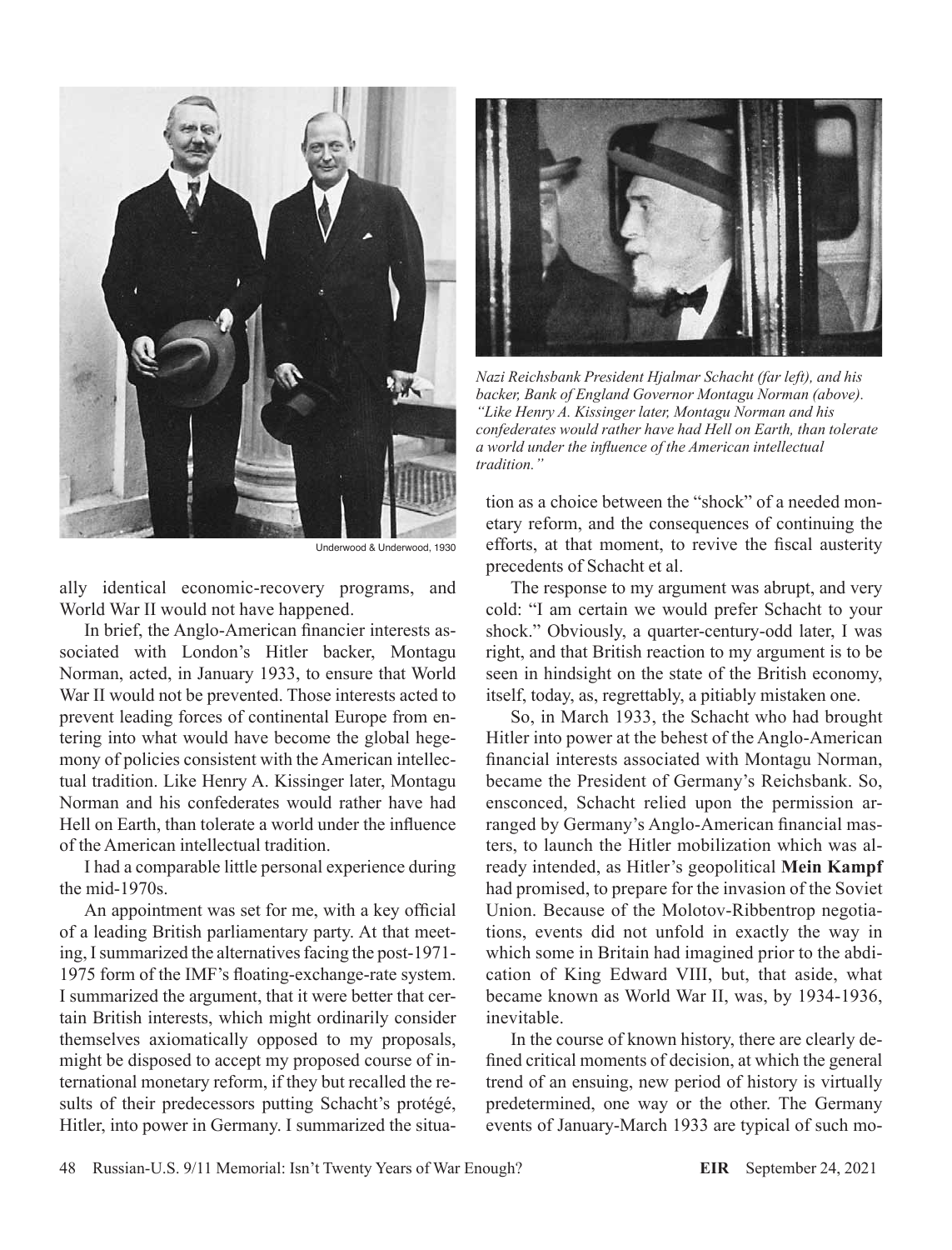Underwood & Underwood, 1930

*Nazi Reichsbank President Hjalmar Schacht (far left), and his backer, Bank of England Governor Montagu Norman (above). "Like Henry A. Kissinger later, Montagu Norman and his confederates would rather have had Hell on Earth, than tolerate a world under the influence of the American intellectual tradition."*

ally identical economic-recovery programs, and World War II would not have happened.

In brief, the Anglo-American financier interests associated with London's Hitler backer, Montagu Norman, acted, in January 1933, to ensure that World War II would not be prevented. Those interests acted to prevent leading forces of continental Europe from entering into what would have become the global hegemony of policies consistent with the American intellectual tradition. Like Henry A. Kissinger later, Montagu Norman and his confederates would rather have had Hell on Earth, than tolerate a world under the influence of the American intellectual tradition.

I had a comparable little personal experience during the mid-1970s.

An appointment was set for me, with a key official of a leading British parliamentary party. At that meeting, I summarized the alternatives facing the post-1971-1975 form of the IMF's floating-exchange-rate system. I summarized the argument, that it were better that certain British interests, which might ordinarily consider themselves axiomatically opposed to my proposals, might be disposed to accept my proposed course of international monetary reform, if they but recalled the results of their predecessors putting Schacht's protégé, Hitler, into power in Germany. I summarized the situation as a choice between the "shock" of a needed monetary reform, and the consequences of continuing the efforts, at that moment, to revive the fiscal austerity precedents of Schacht et al.

The response to my argument was abrupt, and very cold: "I am certain we would prefer Schacht to your shock." Obviously, a quarter-century-odd later, I was right, and that British reaction to my argument is to be seen in hindsight on the state of the British economy, itself, today, as, regrettably, a pitiably mistaken one.

So, in March 1933, the Schacht who had brought Hitler into power at the behest of the Anglo-American financial interests associated with Montagu Norman, became the President of Germany's Reichsbank. So, ensconced, Schacht relied upon the permission arranged by Germany's Anglo-American financial masters, to launch the Hitler mobilization which was already intended, as Hitler's geopolitical **Mein Kampf** had promised, to prepare for the invasion of the Soviet Union. Because of the Molotov-Ribbentrop negotiations, events did not unfold in exactly the way in which some in Britain had imagined prior to the abdication of King Edward VIII, but, that aside, what became known as World War II, was, by 1934-1936, inevitable.

In the course of known history, there are clearly defined critical moments of decision, at which the general trend of an ensuing, new period of history is virtually predetermined, one way or the other. The Germany events of January-March 1933 are typical of such mo-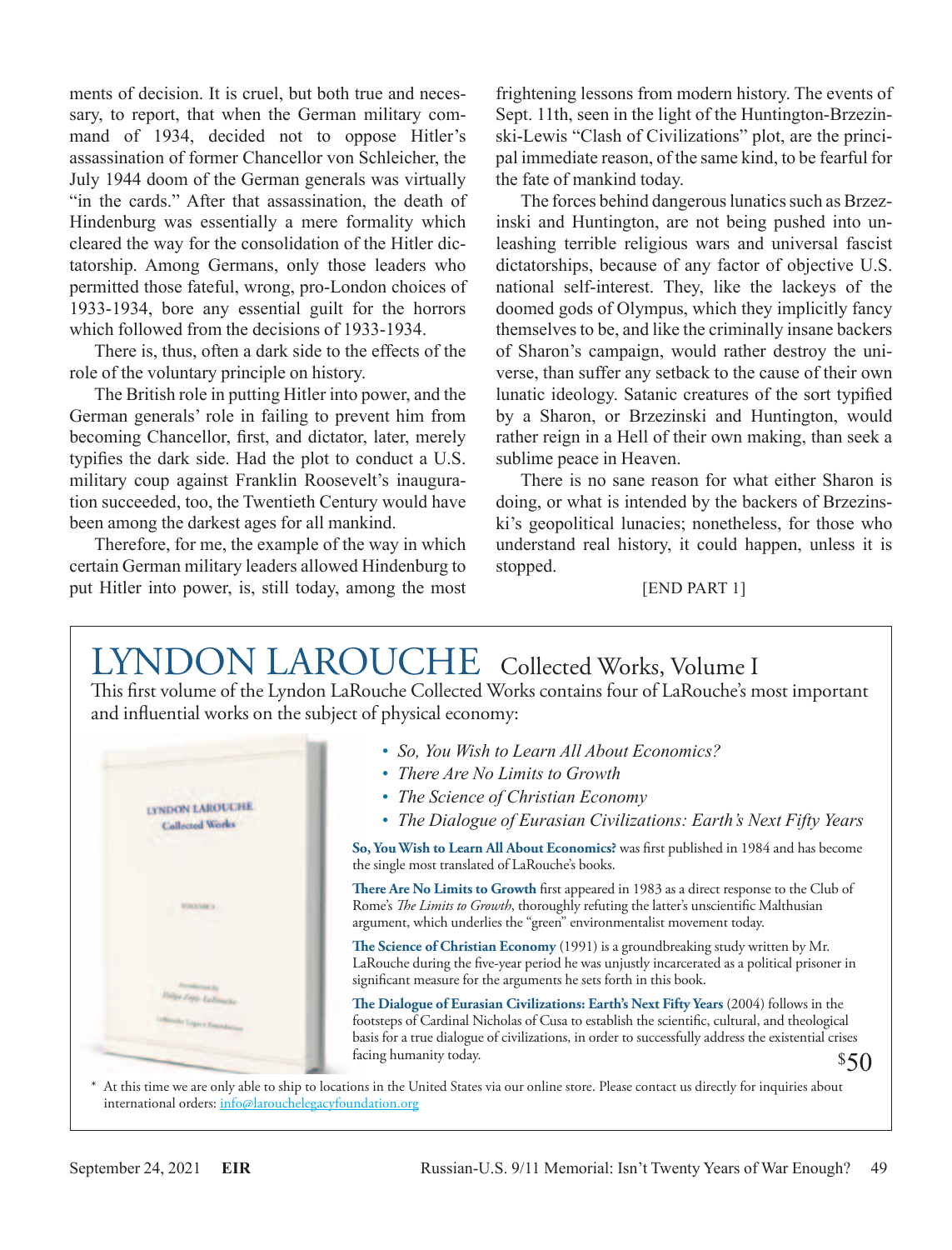ments of decision. It is cruel, but both true and necessary, to report, that when the German military command of 1934, decided not to oppose Hitler's assassination of former Chancellor von Schleicher, the July 1944 doom of the German generals was virtually "in the cards." After that assassination, the death of Hindenburg was essentially a mere formality which cleared the way for the consolidation of the Hitler dictatorship. Among Germans, only those leaders who permitted those fateful, wrong, pro-London choices of 1933-1934, bore any essential guilt for the horrors which followed from the decisions of 1933-1934.

There is, thus, often a dark side to the effects of the role of the voluntary principle on history.

The British role in putting Hitler into power, and the German generals' role in failing to prevent him from becoming Chancellor, first, and dictator, later, merely typifies the dark side. Had the plot to conduct a U.S. military coup against Franklin Roosevelt's inauguration succeeded, too, the Twentieth Century would have been among the darkest ages for all mankind.

Therefore, for me, the example of the way in which certain German military leaders allowed Hindenburg to put Hitler into power, is, still today, among the most frightening lessons from modern history. The events of Sept. 11th, seen in the light of the Huntington-Brzezinski-Lewis "Clash of Civilizations" plot, are the principal immediate reason, of the same kind, to be fearful for the fate of mankind today.

The forces behind dangerous lunatics such as Brzezinski and Huntington, are not being pushed into unleashing terrible religious wars and universal fascist dictatorships, because of any factor of objective U.S. national self-interest. They, like the lackeys of the doomed gods of Olympus, which they implicitly fancy themselves to be, and like the criminally insane backers of Sharon's campaign, would rather destroy the universe, than suffer any setback to the cause of their own lunatic ideology. Satanic creatures of the sort typified by a Sharon, or Brzezinski and Huntington, would rather reign in a Hell of their own making, than seek a sublime peace in Heaven.

There is no sane reason for what either Sharon is doing, or what is intended by the backers of Brzezinski's geopolitical lunacies; nonetheless, for those who understand real history, it could happen, unless it is stopped.

[END PART 1]

---

# LYNDON LAROUCHE Collected Works, Volume I

This first volume of the Lyndon LaRouche Collected Works contains four of LaRouche's most important and influential works on the subject of physical economy:

- *So, You Wish to Learn All About Economics?*
- *There Are No Limits to Growth*
- *The Science of Christian Economy*
- *The Dialogue of Eurasian Civilizations: Earth's Next Fifty Years*

**So, You Wish to Learn All About Economics?** was first published in 1984 and has become the single most translated of LaRouche's books.

**There Are No Limits to Growth** first appeared in 1983 as a direct response to the Club of Rome's *The Limits to Growth*, thoroughly refuting the latter's unscientific Malthusian argument, which underlies the "green" environmentalist movement today.

**The Science of Christian Economy** (1991) is a groundbreaking study written by Mr. LaRouche during the five-year period he was unjustly incarcerated as a political prisoner in significant measure for the arguments he sets forth in this book.

**The Dialogue of Eurasian Civilizations: Earth's Next Fifty Years** (2004) follows in the footsteps of Cardinal Nicholas of Cusa to establish the scientific, cultural, and theological basis for a true dialogue of civilizations, in order to successfully address the existential crises facing humanity today.

$50

\* At this time we are only able to ship to locations in the United States via our online store. Please contact us directly for inquiries about international orders: info@larouchelegacyfoundation.org